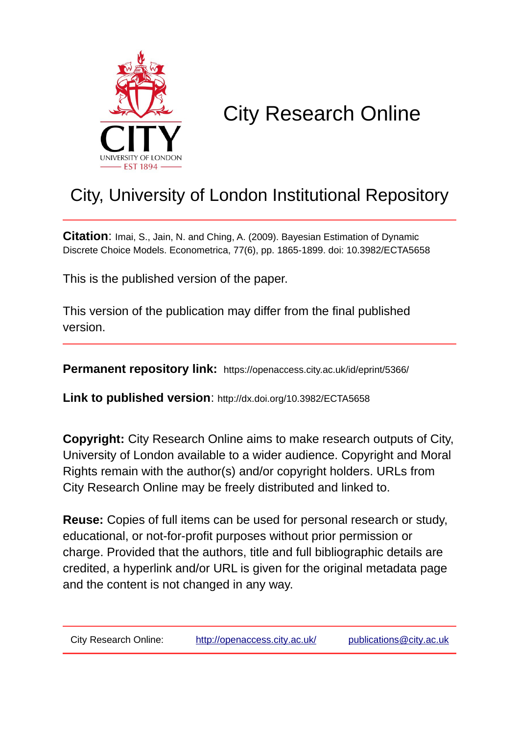# City Research Online

## City, University of London Institutional Repository

**Citation**: Imai, S., Jain, N. and Ching, A. (2009). Bayesian Estimation of Dynamic Discrete Choice Models. Econometrica, 77(6), pp. 1865-1899. doi: 10.3982/ECTA5658

This is the published version of the paper.

This version of the publication may differ from the final published version.

**Permanent repository link:** https://openaccess.city.ac.uk/id/eprint/5366/

**Link to published version**: http://dx.doi.org/10.3982/ECTA5658

**Copyright:** City Research Online aims to make research outputs of City, University of London available to a wider audience. Copyright and Moral Rights remain with the author(s) and/or copyright holders. URLs from City Research Online may be freely distributed and linked to.

**Reuse:** Copies of full items can be used for personal research or study, educational, or not-for-profit purposes without prior permission or charge. Provided that the authors, title and full bibliographic details are credited, a hyperlink and/or URL is given for the original metadata page and the content is not changed in any way.

City Research Online: http://openaccess.city.ac.uk/ publications@city.ac.uk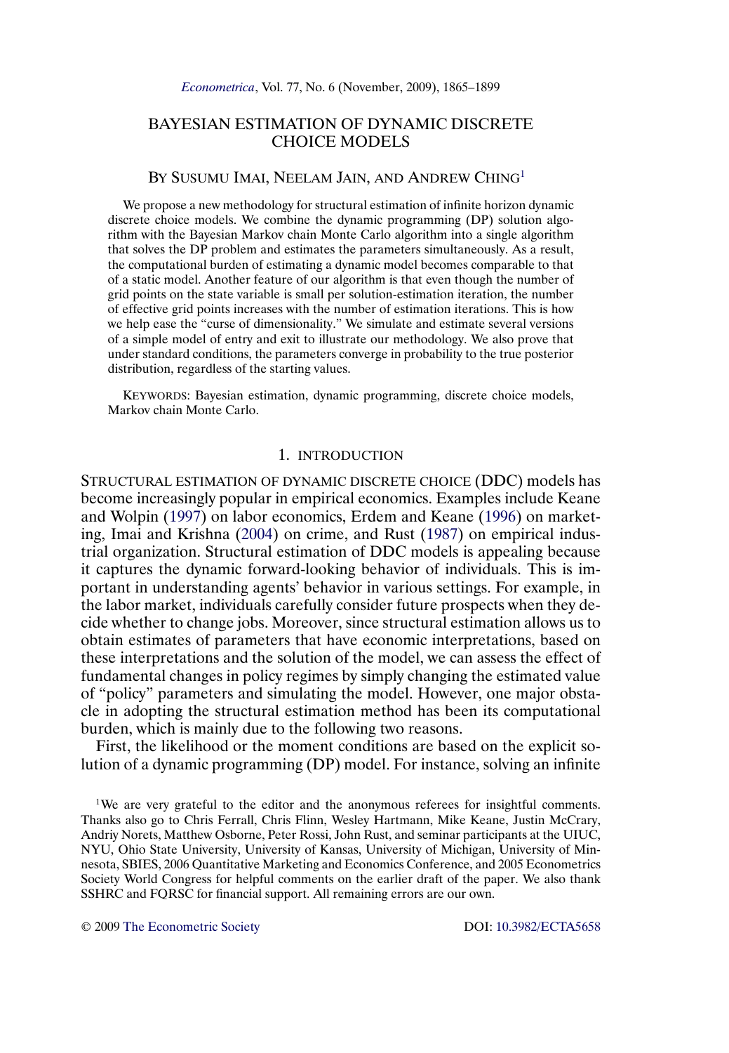# BAYESIAN ESTIMATION OF DYNAMIC DISCRETE CHOICE MODELS

BY SUSUMU IMAI, NEELAM JAIN, AND ANDREW CHING[1]

We propose a new methodology for structural estimation of infinite horizon dynamic discrete choice models. We combine the dynamic programming (DP) solution algorithm with the Bayesian Markov chain Monte Carlo algorithm into a single algorithm that solves the DP problem and estimates the parameters simultaneously. As a result, the computational burden of estimating a dynamic model becomes comparable to that of a static model. Another feature of our algorithm is that even though the number of grid points on the state variable is small per solution-estimation iteration, the number of effective grid points increases with the number of estimation iterations. This is how we help ease the "curse of dimensionality." We simulate and estimate several versions of a simple model of entry and exit to illustrate our methodology. We also prove that under standard conditions, the parameters converge in probability to the true posterior distribution, regardless of the starting values.

KEYWORDS: Bayesian estimation, dynamic programming, discrete choice models, Markov chain Monte Carlo.

## 1. INTRODUCTION

STRUCTURAL ESTIMATION OF DYNAMIC DISCRETE CHOICE (DDC) models has become increasingly popular in empirical economics. Examples include Keane and Wolpin (1997) on labor economics, Erdem and Keane (1996) on marketing, Imai and Krishna (2004) on crime, and Rust (1987) on empirical industrial organization. Structural estimation of DDC models is appealing because it captures the dynamic forward-looking behavior of individuals. This is important in understanding agents' behavior in various settings. For example, in the labor market, individuals carefully consider future prospects when they decide whether to change jobs. Moreover, since structural estimation allows us to obtain estimates of parameters that have economic interpretations, based on these interpretations and the solution of the model, we can assess the effect of fundamental changes in policy regimes by simply changing the estimated value of "policy" parameters and simulating the model. However, one major obstacle in adopting the structural estimation method has been its computational burden, which is mainly due to the following two reasons.

First, the likelihood or the moment conditions are based on the explicit solution of a dynamic programming (DP) model. For instance, solving an infinite

[1]We are very grateful to the editor and the anonymous referees for insightful comments. Thanks also go to Chris Ferrall, Chris Flinn, Wesley Hartmann, Mike Keane, Justin McCrary, Andriy Norets, Matthew Osborne, Peter Rossi, John Rust, and seminar participants at the UIUC, NYU, Ohio State University, University of Kansas, University of Michigan, University of Minnesota, SBIES, 2006 Quantitative Marketing and Economics Conference, and 2005 Econometrics Society World Congress for helpful comments on the earlier draft of the paper. We also thank SSHRC and FQRSC for financial support. All remaining errors are our own.

© 2009 The Econometric Society DOI: 10.3982/ECTA5658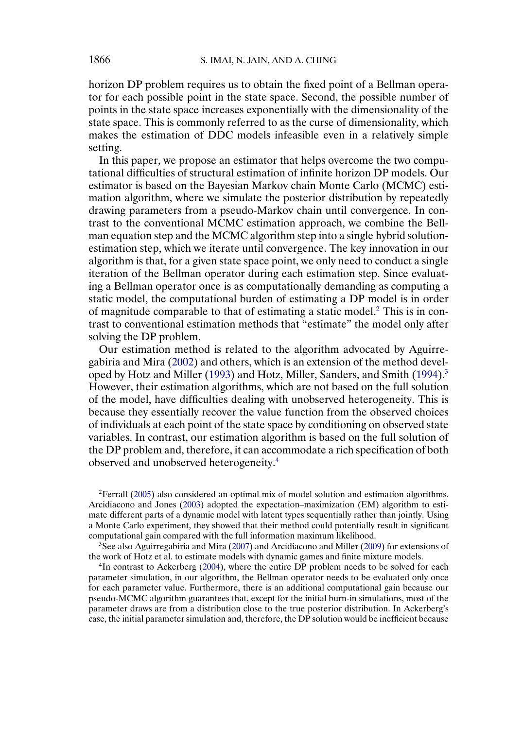horizon DP problem requires us to obtain the fixed point of a Bellman operator for each possible point in the state space. Second, the possible number of points in the state space increases exponentially with the dimensionality of the state space. This is commonly referred to as the curse of dimensionality, which makes the estimation of DDC models infeasible even in a relatively simple setting.

In this paper, we propose an estimator that helps overcome the two computational difficulties of structural estimation of infinite horizon DP models. Our estimator is based on the Bayesian Markov chain Monte Carlo (MCMC) estimation algorithm, where we simulate the posterior distribution by repeatedly drawing parameters from a pseudo-Markov chain until convergence. In contrast to the conventional MCMC estimation approach, we combine the Bellman equation step and the MCMC algorithm step into a single hybrid solution-estimation step, which we iterate until convergence. The key innovation in our algorithm is that, for a given state space point, we only need to conduct a single iteration of the Bellman operator during each estimation step. Since evaluating a Bellman operator once is as computationally demanding as computing a static model, the computational burden of estimating a DP model is in order of magnitude comparable to that of estimating a static model.[2] This is in contrast to conventional estimation methods that "estimate" the model only after solving the DP problem.

Our estimation method is related to the algorithm advocated by Aguirregabiria and Mira (2002) and others, which is an extension of the method developed by Hotz and Miller (1993) and Hotz, Miller, Sanders, and Smith (1994).[3] However, their estimation algorithms, which are not based on the full solution of the model, have difficulties dealing with unobserved heterogeneity. This is because they essentially recover the value function from the observed choices of individuals at each point of the state space by conditioning on observed state variables. In contrast, our estimation algorithm is based on the full solution of the DP problem and, therefore, it can accommodate a rich specification of both observed and unobserved heterogeneity.[4]

[2]Ferrall (2005) also considered an optimal mix of model solution and estimation algorithms. Arcidiacono and Jones (2003) adopted the expectation–maximization (EM) algorithm to estimate different parts of a dynamic model with latent types sequentially rather than jointly. Using a Monte Carlo experiment, they showed that their method could potentially result in significant computational gain compared with the full information maximum likelihood.

[3]See also Aguirregabiria and Mira (2007) and Arcidiacono and Miller (2009) for extensions of the work of Hotz et al. to estimate models with dynamic games and finite mixture models.

[4]In contrast to Ackerberg (2004), where the entire DP problem needs to be solved for each parameter simulation, in our algorithm, the Bellman operator needs to be evaluated only once for each parameter value. Furthermore, there is an additional computational gain because our pseudo-MCMC algorithm guarantees that, except for the initial burn-in simulations, most of the parameter draws are from a distribution close to the true posterior distribution. In Ackerberg's case, the initial parameter simulation and, therefore, the DP solution would be inefficient because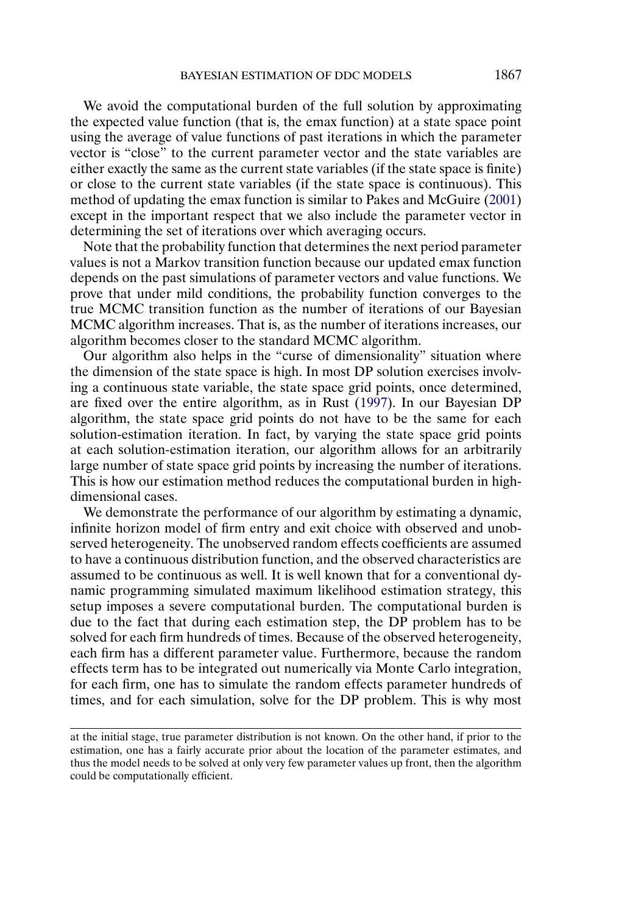We avoid the computational burden of the full solution by approximating the expected value function (that is, the emax function) at a state space point using the average of value functions of past iterations in which the parameter vector is "close" to the current parameter vector and the state variables are either exactly the same as the current state variables (if the state space is finite) or close to the current state variables (if the state space is continuous). This method of updating the emax function is similar to Pakes and McGuire (2001) except in the important respect that we also include the parameter vector in determining the set of iterations over which averaging occurs.

Note that the probability function that determines the next period parameter values is not a Markov transition function because our updated emax function depends on the past simulations of parameter vectors and value functions. We prove that under mild conditions, the probability function converges to the true MCMC transition function as the number of iterations of our Bayesian MCMC algorithm increases. That is, as the number of iterations increases, our algorithm becomes closer to the standard MCMC algorithm.

Our algorithm also helps in the "curse of dimensionality" situation where the dimension of the state space is high. In most DP solution exercises involving a continuous state variable, the state space grid points, once determined, are fixed over the entire algorithm, as in Rust (1997). In our Bayesian DP algorithm, the state space grid points do not have to be the same for each solution-estimation iteration. In fact, by varying the state space grid points at each solution-estimation iteration, our algorithm allows for an arbitrarily large number of state space grid points by increasing the number of iterations. This is how our estimation method reduces the computational burden in high-dimensional cases.

We demonstrate the performance of our algorithm by estimating a dynamic, infinite horizon model of firm entry and exit choice with observed and unobserved heterogeneity. The unobserved random effects coefficients are assumed to have a continuous distribution function, and the observed characteristics are assumed to be continuous as well. It is well known that for a conventional dynamic programming simulated maximum likelihood estimation strategy, this setup imposes a severe computational burden. The computational burden is due to the fact that during each estimation step, the DP problem has to be solved for each firm hundreds of times. Because of the observed heterogeneity, each firm has a different parameter value. Furthermore, because the random effects term has to be integrated out numerically via Monte Carlo integration, for each firm, one has to simulate the random effects parameter hundreds of times, and for each simulation, solve for the DP problem. This is why most

at the initial stage, true parameter distribution is not known. On the other hand, if prior to the estimation, one has a fairly accurate prior about the location of the parameter estimates, and thus the model needs to be solved at only very few parameter values up front, then the algorithm could be computationally efficient.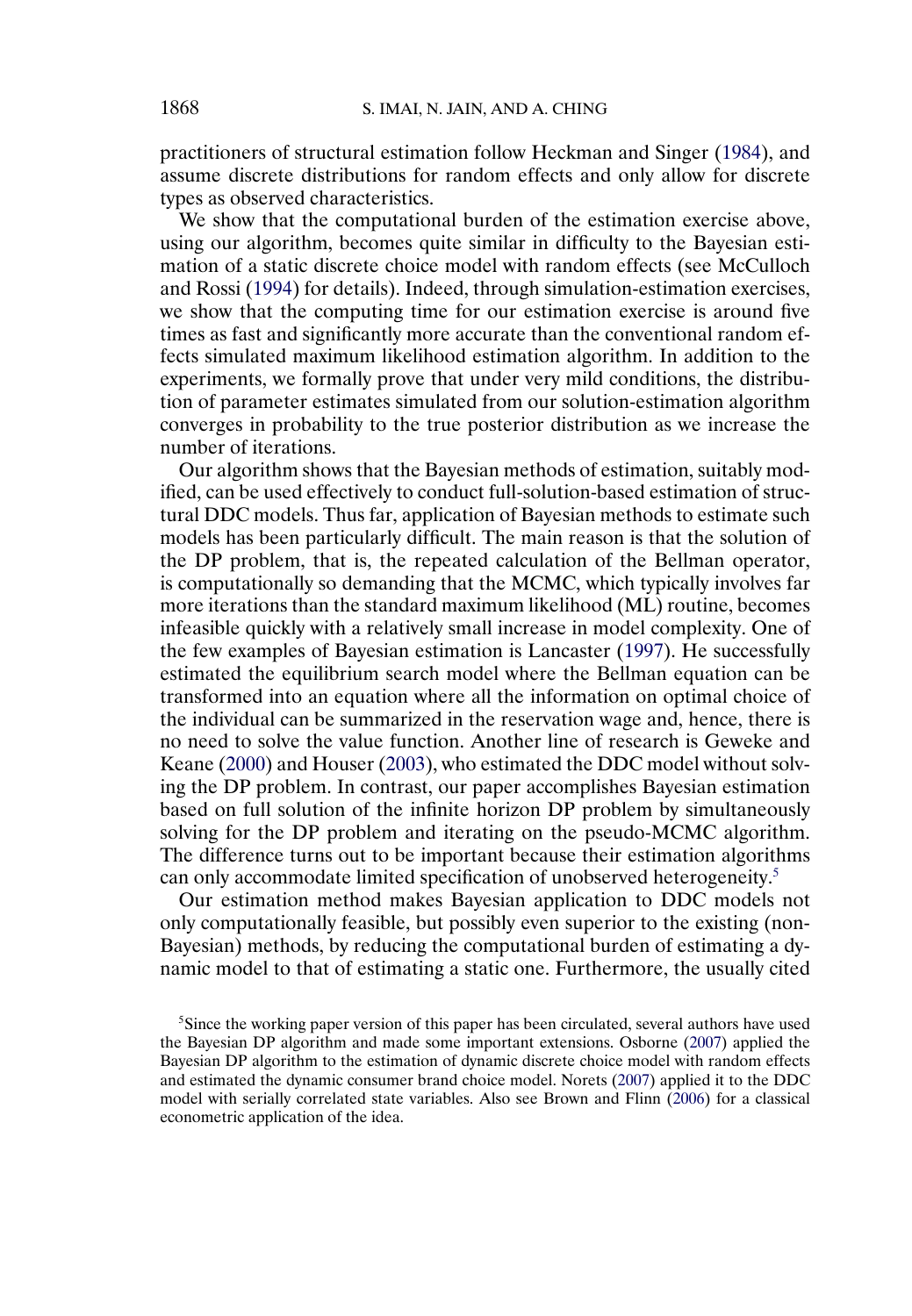practitioners of structural estimation follow Heckman and Singer (1984), and assume discrete distributions for random effects and only allow for discrete types as observed characteristics.

We show that the computational burden of the estimation exercise above, using our algorithm, becomes quite similar in difficulty to the Bayesian estimation of a static discrete choice model with random effects (see McCulloch and Rossi (1994) for details). Indeed, through simulation-estimation exercises, we show that the computing time for our estimation exercise is around five times as fast and significantly more accurate than the conventional random effects simulated maximum likelihood estimation algorithm. In addition to the experiments, we formally prove that under very mild conditions, the distribution of parameter estimates simulated from our solution-estimation algorithm converges in probability to the true posterior distribution as we increase the number of iterations.

Our algorithm shows that the Bayesian methods of estimation, suitably modified, can be used effectively to conduct full-solution-based estimation of structural DDC models. Thus far, application of Bayesian methods to estimate such models has been particularly difficult. The main reason is that the solution of the DP problem, that is, the repeated calculation of the Bellman operator, is computationally so demanding that the MCMC, which typically involves far more iterations than the standard maximum likelihood (ML) routine, becomes infeasible quickly with a relatively small increase in model complexity. One of the few examples of Bayesian estimation is Lancaster (1997). He successfully estimated the equilibrium search model where the Bellman equation can be transformed into an equation where all the information on optimal choice of the individual can be summarized in the reservation wage and, hence, there is no need to solve the value function. Another line of research is Geweke and Keane (2000) and Houser (2003), who estimated the DDC model without solving the DP problem. In contrast, our paper accomplishes Bayesian estimation based on full solution of the infinite horizon DP problem by simultaneously solving for the DP problem and iterating on the pseudo-MCMC algorithm. The difference turns out to be important because their estimation algorithms can only accommodate limited specification of unobserved heterogeneity.[5]

Our estimation method makes Bayesian application to DDC models not only computationally feasible, but possibly even superior to the existing (non-Bayesian) methods, by reducing the computational burden of estimating a dynamic model to that of estimating a static one. Furthermore, the usually cited

[5]Since the working paper version of this paper has been circulated, several authors have used the Bayesian DP algorithm and made some important extensions. Osborne (2007) applied the Bayesian DP algorithm to the estimation of dynamic discrete choice model with random effects and estimated the dynamic consumer brand choice model. Norets (2007) applied it to the DDC model with serially correlated state variables. Also see Brown and Flinn (2006) for a classical econometric application of the idea.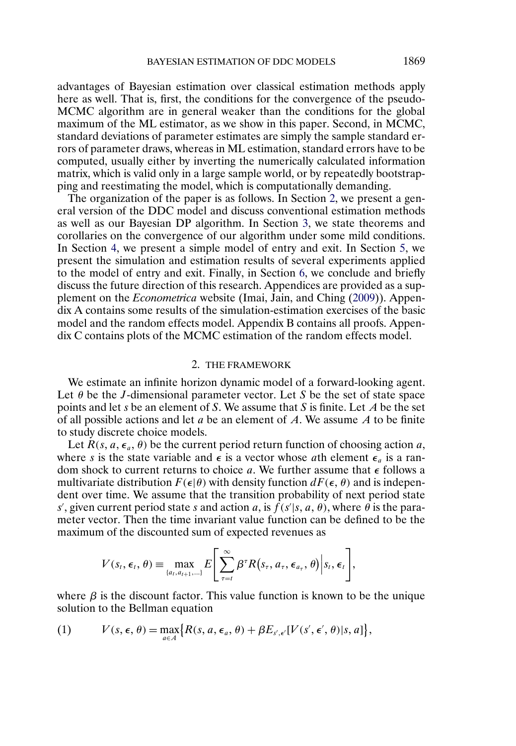advantages of Bayesian estimation over classical estimation methods apply here as well. That is, first, the conditions for the convergence of the pseudo-MCMC algorithm are in general weaker than the conditions for the global maximum of the ML estimator, as we show in this paper. Second, in MCMC, standard deviations of parameter estimates are simply the sample standard errors of parameter draws, whereas in ML estimation, standard errors have to be computed, usually either by inverting the numerically calculated information matrix, which is valid only in a large sample world, or by repeatedly bootstrapping and reestimating the model, which is computationally demanding.

The organization of the paper is as follows. In Section 2, we present a general version of the DDC model and discuss conventional estimation methods as well as our Bayesian DP algorithm. In Section 3, we state theorems and corollaries on the convergence of our algorithm under some mild conditions. In Section 4, we present a simple model of entry and exit. In Section 5, we present the simulation and estimation results of several experiments applied to the model of entry and exit. Finally, in Section 6, we conclude and briefly discuss the future direction of this research. Appendices are provided as a supplement on the *Econometrica* website (Imai, Jain, and Ching (2009)). Appendix A contains some results of the simulation-estimation exercises of the basic model and the random effects model. Appendix B contains all proofs. Appendix C contains plots of the MCMC estimation of the random effects model.

## 2. THE FRAMEWORK

We estimate an infinite horizon dynamic model of a forward-looking agent. Let $\theta$ be the $J$-dimensional parameter vector. Let $S$ be the set of state space points and let $s$ be an element of $S$. We assume that $S$ is finite. Let $A$ be the set of all possible actions and let $a$ be an element of $A$. We assume $A$ to be finite to study discrete choice models.

Let $R(s, a, \epsilon_a, \theta)$ be the current period return function of choosing action $a$, where $s$ is the state variable and $\epsilon$ is a vector whose $a$th element $\epsilon_a$ is a random shock to current returns to choice $a$. We further assume that $\epsilon$ follows a multivariate distribution $F(\epsilon|\theta)$ with density function $dF(\epsilon, \theta)$ and is independent over time. We assume that the transition probability of next period state $s'$, given current period state $s$ and action $a$, is $f(s'|s, a, \theta)$, where $\theta$ is the parameter vector. Then the time invariant value function can be defined to be the maximum of the discounted sum of expected revenues as

$$V(s_t, \epsilon_t, \theta) \equiv \max_{\{a_t, a_{t+1}, \ldots\}} E\left[\sum_{\tau=t}^{\infty} \beta^{\tau} R\big(s_\tau, a_\tau, \epsilon_{a_\tau}, \theta\big)\Big| s_t, \epsilon_t\right],$$

where $\beta$ is the discount factor. This value function is known to be the unique solution to the Bellman equation

$$V(s, \epsilon, \theta) = \max_{a \in A}\big\{R(s, a, \epsilon_a, \theta) + \beta E_{s', \epsilon'}[V(s', \epsilon', \theta)|s, a]\big\}, \tag{1}$$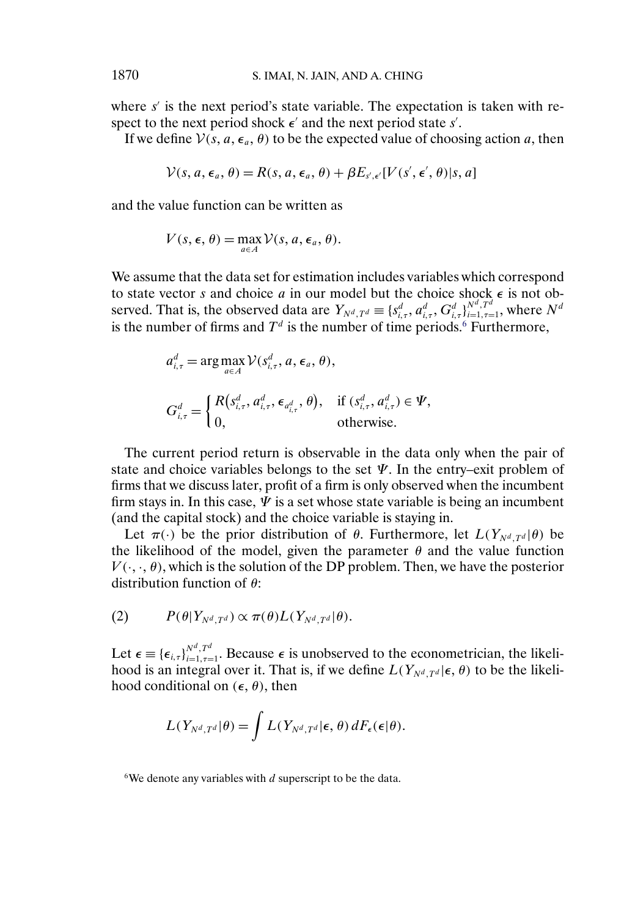where $s'$ is the next period's state variable. The expectation is taken with respect to the next period shock $\epsilon'$ and the next period state $s'$.

If we define $\mathcal{V}(s, a, \epsilon_a, \theta)$ to be the expected value of choosing action $a$, then

$$\mathcal{V}(s, a, \epsilon_a, \theta) = R(s, a, \epsilon_a, \theta) + \beta E_{s',\epsilon'}[V(s', \epsilon', \theta)|s, a]$$

and the value function can be written as

$$V(s, \epsilon, \theta) = \max_{a \in A} \mathcal{V}(s, a, \epsilon_a, \theta).$$

We assume that the data set for estimation includes variables which correspond to state vector $s$ and choice $a$ in our model but the choice shock $\epsilon$ is not observed. That is, the observed data are $Y_{N^d,T^d} \equiv \{s^d_{i,\tau}, a^d_{i,\tau}, G^d_{i,\tau}\}_{i=1,\tau=1}^{N^d,T^d}$, where $N^d$ is the number of firms and $T^d$ is the number of time periods.[6] Furthermore,

$$a^d_{i,\tau} = \arg\max_{a \in A} \mathcal{V}(s^d_{i,\tau}, a, \epsilon_a, \theta),$$

$$G^d_{i,\tau} = \begin{cases} R\big(s^d_{i,\tau}, a^d_{i,\tau}, \epsilon_{a^d_{i,\tau}}, \theta\big), & \text{if } (s^d_{i,\tau}, a^d_{i,\tau}) \in \Psi, \\ 0, & \text{otherwise.} \end{cases}$$

The current period return is observable in the data only when the pair of state and choice variables belongs to the set $\Psi$. In the entry–exit problem of firms that we discuss later, profit of a firm is only observed when the incumbent firm stays in. In this case, $\Psi$ is a set whose state variable is being an incumbent (and the capital stock) and the choice variable is staying in.

Let $\pi(\cdot)$ be the prior distribution of $\theta$. Furthermore, let $L(Y_{N^d,T^d}|\theta)$ be the likelihood of the model, given the parameter $\theta$ and the value function $V(\cdot, \cdot, \theta)$, which is the solution of the DP problem. Then, we have the posterior distribution function of $\theta$:

$$P(\theta|Y_{N^d,T^d}) \propto \pi(\theta) L(Y_{N^d,T^d}|\theta). \tag{2}$$

Let $\epsilon \equiv \{\epsilon_{i,\tau}\}_{i=1,\tau=1}^{N^d,T^d}$. Because $\epsilon$ is unobserved to the econometrician, the likelihood is an integral over it. That is, if we define $L(Y_{N^d,T^d}|\epsilon, \theta)$ to be the likelihood conditional on $(\epsilon, \theta)$, then

$$L(Y_{N^d,T^d}|\theta) = \int L(Y_{N^d,T^d}|\epsilon, \theta)\, dF_\epsilon(\epsilon|\theta).$$

[6] We denote any variables with $d$ superscript to be the data.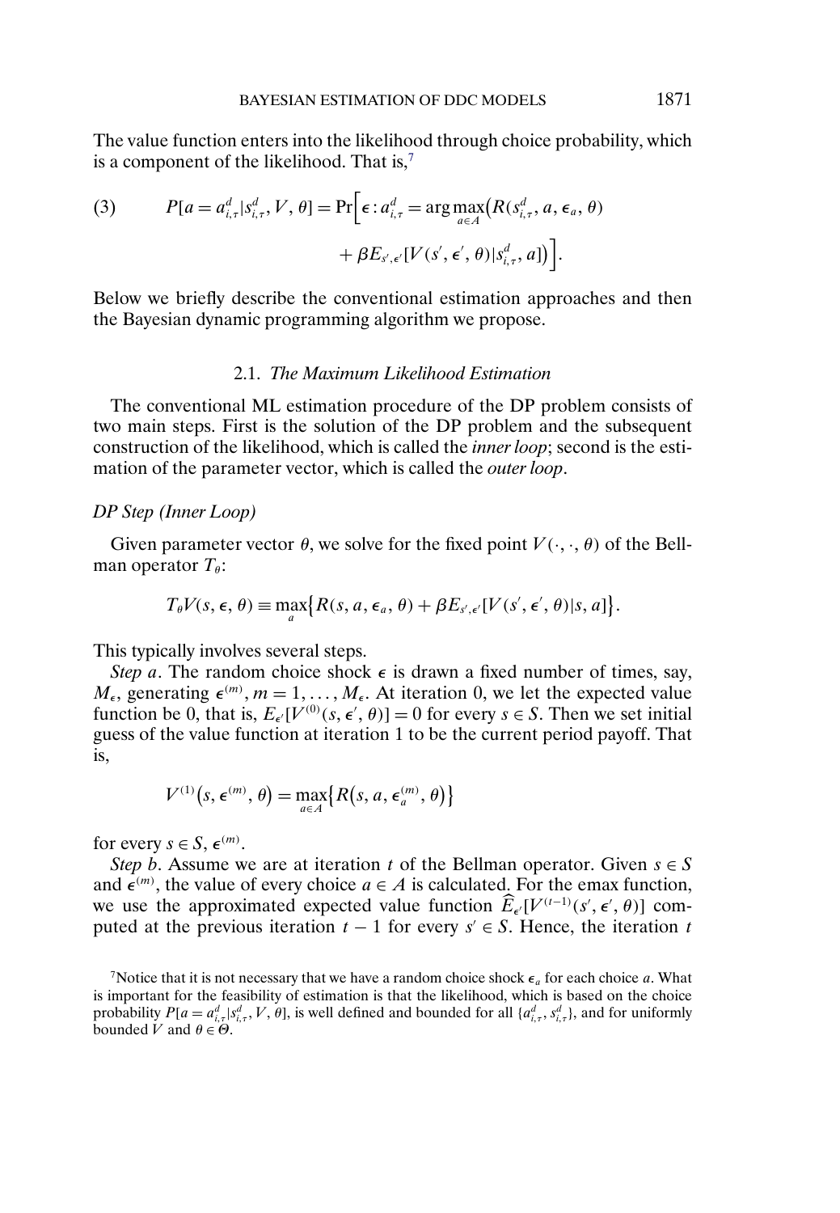The value function enters into the likelihood through choice probability, which is a component of the likelihood. That is,[7]

$$
(3) \qquad P[a = a^d_{i,\tau} | s^d_{i,\tau}, V, \theta] = \Pr\Big[\epsilon : a^d_{i,\tau} = \arg\max_{a \in A}\big(R(s^d_{i,\tau}, a, \epsilon_a, \theta) + \beta E_{s',\epsilon'}[V(s', \epsilon', \theta) | s^d_{i,\tau}, a]\big)\Big].
$$

Below we briefly describe the conventional estimation approaches and then the Bayesian dynamic programming algorithm we propose.

### 2.1. *The Maximum Likelihood Estimation*

The conventional ML estimation procedure of the DP problem consists of two main steps. First is the solution of the DP problem and the subsequent construction of the likelihood, which is called the *inner loop*; second is the estimation of the parameter vector, which is called the *outer loop*.

*DP Step (Inner Loop)*

Given parameter vector $\theta$, we solve for the fixed point $V(\cdot, \cdot, \theta)$ of the Bellman operator $T_\theta$:

$$
T_\theta V(s, \epsilon, \theta) \equiv \max_a \big\{ R(s, a, \epsilon_a, \theta) + \beta E_{s',\epsilon'}[V(s', \epsilon', \theta) | s, a] \big\}.
$$

This typically involves several steps.

*Step a*. The random choice shock $\epsilon$ is drawn a fixed number of times, say, $M_\epsilon$, generating $\epsilon^{(m)}, m = 1, \ldots, M_\epsilon$. At iteration 0, we let the expected value function be 0, that is, $E_{\epsilon'}[V^{(0)}(s, \epsilon', \theta)] = 0$ for every $s \in S$. Then we set initial guess of the value function at iteration 1 to be the current period payoff. That is,

$$
V^{(1)}\big(s, \epsilon^{(m)}, \theta\big) = \max_{a \in A}\big\{ R\big(s, a, \epsilon^{(m)}_a, \theta\big)\big\}
$$

for every $s \in S$, $\epsilon^{(m)}$.

*Step b*. Assume we are at iteration $t$ of the Bellman operator. Given $s \in S$ and $\epsilon^{(m)}$, the value of every choice $a \in A$ is calculated. For the emax function, we use the approximated expected value function $\widehat{E}_{\epsilon'}[V^{(t-1)}(s', \epsilon', \theta)]$ computed at the previous iteration $t - 1$ for every $s' \in S$. Hence, the iteration $t$

[7] Notice that it is not necessary that we have a random choice shock $\epsilon_a$ for each choice $a$. What is important for the feasibility of estimation is that the likelihood, which is based on the choice probability $P[a = a^d_{i,\tau} | s^d_{i,\tau}, V, \theta]$, is well defined and bounded for all $\{a^d_{i,\tau}, s^d_{i,\tau}\}$, and for uniformly bounded $V$ and $\theta \in \Theta$.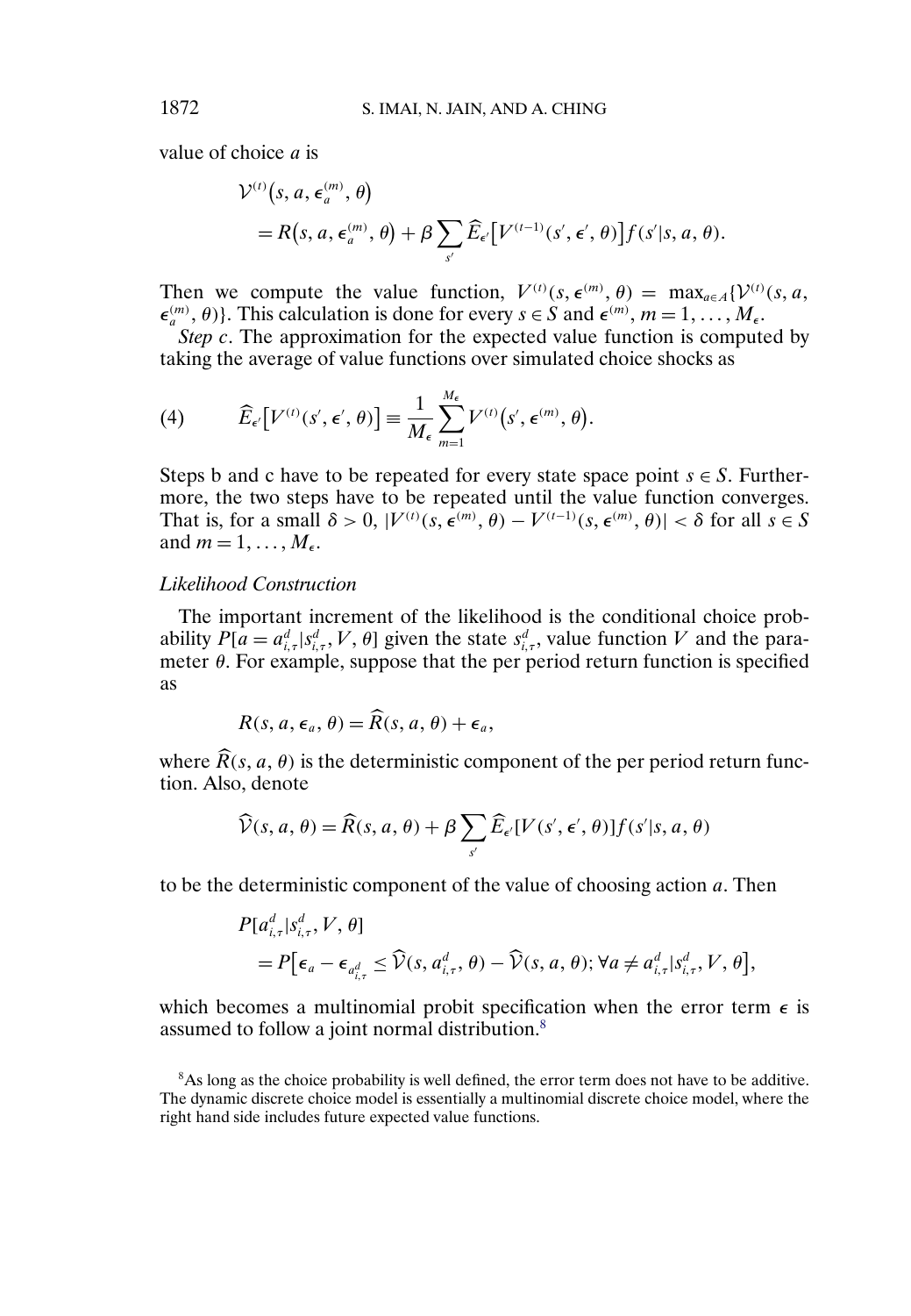value of choice $a$ is

$$\mathcal{V}^{(t)}\big(s, a, \epsilon_a^{(m)}, \theta\big) = R\big(s, a, \epsilon_a^{(m)}, \theta\big) + \beta \sum_{s'} \widehat{E}_{\epsilon'}\big[V^{(t-1)}(s', \epsilon', \theta)\big] f(s'|s, a, \theta).$$

Then we compute the value function, $V^{(t)}(s, \epsilon^{(m)}, \theta) = \max_{a \in A}\{\mathcal{V}^{(t)}(s, a, \epsilon_a^{(m)}, \theta)\}$. This calculation is done for every $s \in S$ and $\epsilon^{(m)}$, $m = 1, \ldots, M_\epsilon$.

*Step c*. The approximation for the expected value function is computed by taking the average of value functions over simulated choice shocks as

$$\widehat{E}_{\epsilon'}\big[V^{(t)}(s', \epsilon', \theta)\big] \equiv \frac{1}{M_\epsilon} \sum_{m=1}^{M_\epsilon} V^{(t)}\big(s', \epsilon^{(m)}, \theta\big). \tag{4}$$

Steps b and c have to be repeated for every state space point $s \in S$. Furthermore, the two steps have to be repeated until the value function converges. That is, for a small $\delta > 0$, $|V^{(t)}(s, \epsilon^{(m)}, \theta) - V^{(t-1)}(s, \epsilon^{(m)}, \theta)| < \delta$ for all $s \in S$ and $m = 1, \ldots, M_\epsilon$.

*Likelihood Construction*

The important increment of the likelihood is the conditional choice probability $P[a = a_{i,\tau}^d | s_{i,\tau}^d, V, \theta]$ given the state $s_{i,\tau}^d$, value function $V$ and the parameter $\theta$. For example, suppose that the per period return function is specified as

$$R(s, a, \epsilon_a, \theta) = \widehat{R}(s, a, \theta) + \epsilon_a,$$

where $\widehat{R}(s, a, \theta)$ is the deterministic component of the per period return function. Also, denote

$$\widehat{\mathcal{V}}(s, a, \theta) = \widehat{R}(s, a, \theta) + \beta \sum_{s'} \widehat{E}_{\epsilon'}[V(s', \epsilon', \theta)] f(s'|s, a, \theta)$$

to be the deterministic component of the value of choosing action $a$. Then

$$P[a_{i,\tau}^d | s_{i,\tau}^d, V, \theta] = P\big[\epsilon_a - \epsilon_{a_{i,\tau}^d} \leq \widehat{\mathcal{V}}(s, a_{i,\tau}^d, \theta) - \widehat{\mathcal{V}}(s, a, \theta); \forall a \neq a_{i,\tau}^d | s_{i,\tau}^d, V, \theta\big],$$

which becomes a multinomial probit specification when the error term $\epsilon$ is assumed to follow a joint normal distribution.[8]

[8]As long as the choice probability is well defined, the error term does not have to be additive. The dynamic discrete choice model is essentially a multinomial discrete choice model, where the right hand side includes future expected value functions.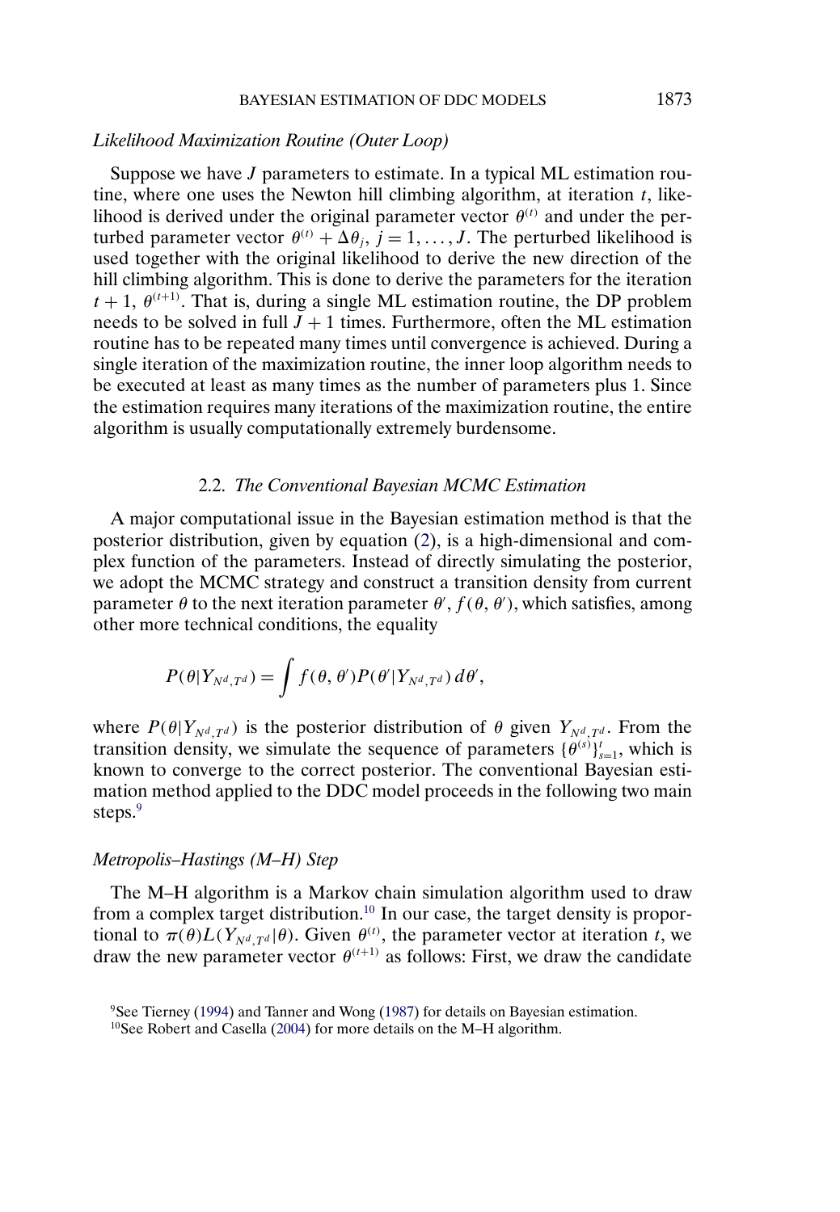### *Likelihood Maximization Routine (Outer Loop)*

Suppose we have $J$ parameters to estimate. In a typical ML estimation routine, where one uses the Newton hill climbing algorithm, at iteration $t$, likelihood is derived under the original parameter vector $\theta^{(t)}$ and under the perturbed parameter vector $\theta^{(t)} + \Delta\theta_j$, $j = 1, \dots, J$. The perturbed likelihood is used together with the original likelihood to derive the new direction of the hill climbing algorithm. This is done to derive the parameters for the iteration $t+1$, $\theta^{(t+1)}$. That is, during a single ML estimation routine, the DP problem needs to be solved in full $J+1$ times. Furthermore, often the ML estimation routine has to be repeated many times until convergence is achieved. During a single iteration of the maximization routine, the inner loop algorithm needs to be executed at least as many times as the number of parameters plus 1. Since the estimation requires many iterations of the maximization routine, the entire algorithm is usually computationally extremely burdensome.

## 2.2. *The Conventional Bayesian MCMC Estimation*

A major computational issue in the Bayesian estimation method is that the posterior distribution, given by equation (2), is a high-dimensional and complex function of the parameters. Instead of directly simulating the posterior, we adopt the MCMC strategy and construct a transition density from current parameter $\theta$ to the next iteration parameter $\theta'$, $f(\theta, \theta')$, which satisfies, among other more technical conditions, the equality

$$P(\theta|Y_{N^d,T^d}) = \int f(\theta, \theta') P(\theta'|Y_{N^d,T^d})\, d\theta',$$

where $P(\theta|Y_{N^d,T^d})$ is the posterior distribution of $\theta$ given $Y_{N^d,T^d}$. From the transition density, we simulate the sequence of parameters $\{\theta^{(s)}\}_{s=1}^{t}$, which is known to converge to the correct posterior. The conventional Bayesian estimation method applied to the DDC model proceeds in the following two main steps.[9]

### *Metropolis–Hastings (M–H) Step*

The M–H algorithm is a Markov chain simulation algorithm used to draw from a complex target distribution.[10] In our case, the target density is proportional to $\pi(\theta)L(Y_{N^d,T^d}|\theta)$. Given $\theta^{(t)}$, the parameter vector at iteration $t$, we draw the new parameter vector $\theta^{(t+1)}$ as follows: First, we draw the candidate

[9]See Tierney (1994) and Tanner and Wong (1987) for details on Bayesian estimation.

[10]See Robert and Casella (2004) for more details on the M–H algorithm.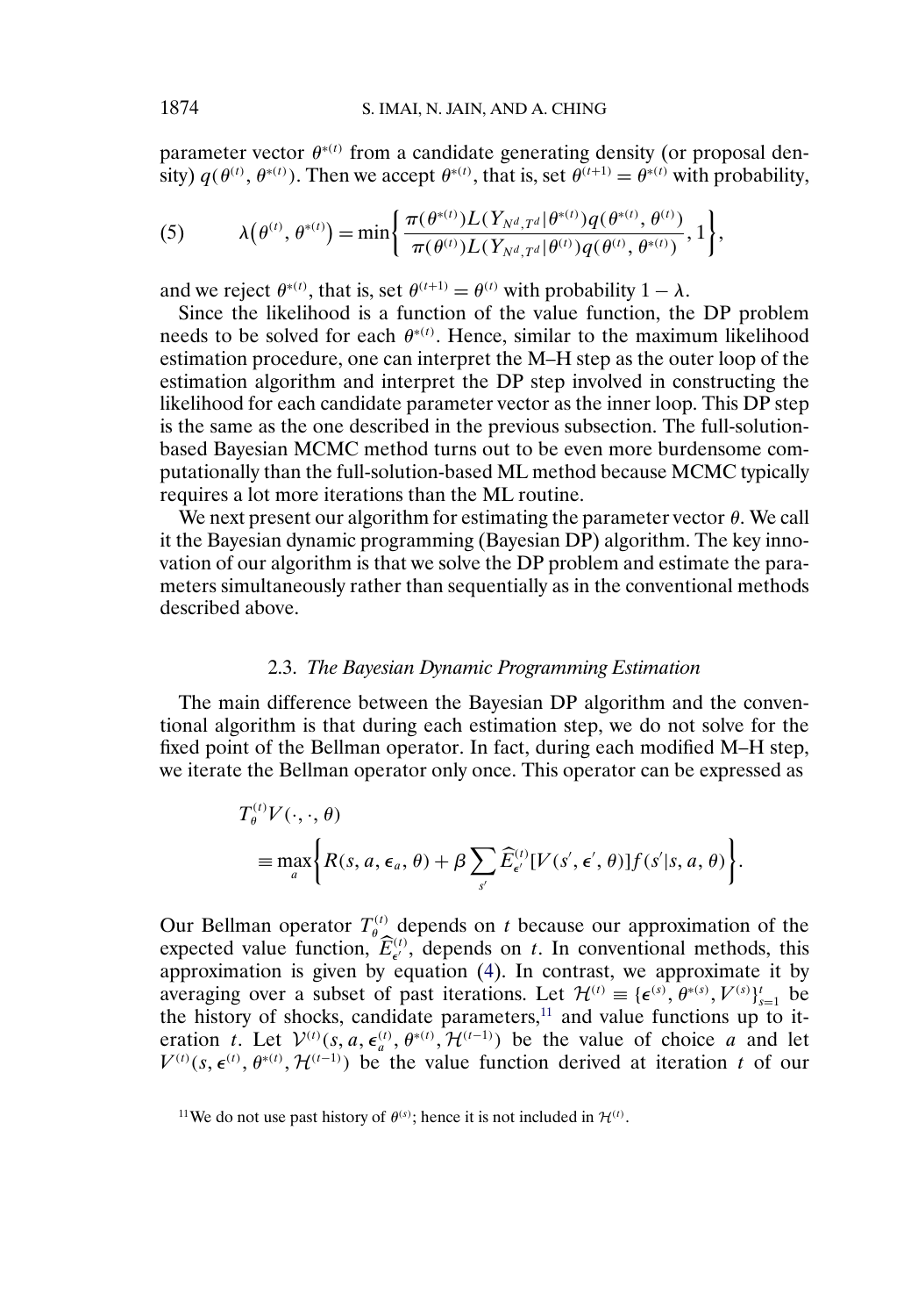parameter vector $\theta^{*(t)}$ from a candidate generating density (or proposal density) $q(\theta^{(t)}, \theta^{*(t)})$. Then we accept $\theta^{*(t)}$, that is, set $\theta^{(t+1)} = \theta^{*(t)}$ with probability,

$$\lambda\big(\theta^{(t)}, \theta^{*(t)}\big) = \min\left\{ \frac{\pi(\theta^{*(t)}) L(Y_{N^d, T^d} | \theta^{*(t)}) q(\theta^{*(t)}, \theta^{(t)})}{\pi(\theta^{(t)}) L(Y_{N^d, T^d} | \theta^{(t)}) q(\theta^{(t)}, \theta^{*(t)})}, 1 \right\}, \tag{5}$$

and we reject $\theta^{*(t)}$, that is, set $\theta^{(t+1)} = \theta^{(t)}$ with probability $1 - \lambda$.

Since the likelihood is a function of the value function, the DP problem needs to be solved for each $\theta^{*(t)}$. Hence, similar to the maximum likelihood estimation procedure, one can interpret the M–H step as the outer loop of the estimation algorithm and interpret the DP step involved in constructing the likelihood for each candidate parameter vector as the inner loop. This DP step is the same as the one described in the previous subsection. The full-solution-based Bayesian MCMC method turns out to be even more burdensome computationally than the full-solution-based ML method because MCMC typically requires a lot more iterations than the ML routine.

We next present our algorithm for estimating the parameter vector $\theta$. We call it the Bayesian dynamic programming (Bayesian DP) algorithm. The key innovation of our algorithm is that we solve the DP problem and estimate the parameters simultaneously rather than sequentially as in the conventional methods described above.

### 2.3. *The Bayesian Dynamic Programming Estimation*

The main difference between the Bayesian DP algorithm and the conventional algorithm is that during each estimation step, we do not solve for the fixed point of the Bellman operator. In fact, during each modified M–H step, we iterate the Bellman operator only once. This operator can be expressed as

$$T_\theta^{(t)} V(\cdot, \cdot, \theta) \equiv \max_a \left\{ R(s, a, \epsilon_a, \theta) + \beta \sum_{s'} \widehat{E}_{\epsilon'}^{(t)} [V(s', \epsilon', \theta)] f(s' | s, a, \theta) \right\}.$$

Our Bellman operator $T_\theta^{(t)}$ depends on $t$ because our approximation of the expected value function, $\widehat{E}_{\epsilon'}^{(t)}$, depends on $t$. In conventional methods, this approximation is given by equation (4). In contrast, we approximate it by averaging over a subset of past iterations. Let $\mathcal{H}^{(t)} \equiv \{\epsilon^{(s)}, \theta^{*(s)}, V^{(s)}\}_{s=1}^{t}$ be the history of shocks, candidate parameters,[11] and value functions up to iteration $t$. Let $\mathcal{V}^{(t)}(s, a, \epsilon_a^{(t)}, \theta^{*(t)}, \mathcal{H}^{(t-1)})$ be the value of choice $a$ and let $V^{(t)}(s, \epsilon^{(t)}, \theta^{*(t)}, \mathcal{H}^{(t-1)})$ be the value function derived at iteration $t$ of our

[11]We do not use past history of $\theta^{(s)}$; hence it is not included in $\mathcal{H}^{(t)}$.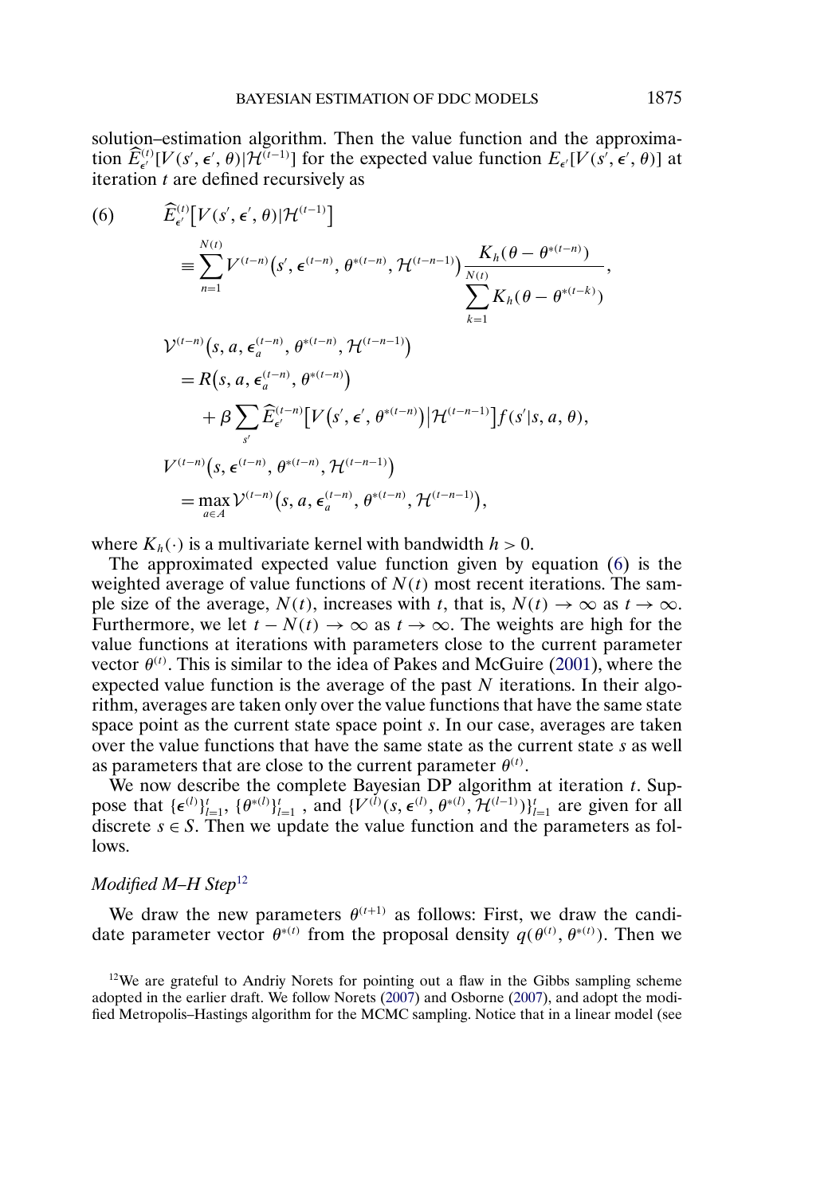solution–estimation algorithm. Then the value function and the approximation $\widehat{E}^{(t)}_{\epsilon'}[V(s', \epsilon', \theta)|\mathcal{H}^{(t-1)}]$ for the expected value function $E_{\epsilon'}[V(s', \epsilon', \theta)]$ at iteration $t$ are defined recursively as

$$
\begin{aligned}
(6) \qquad & \widehat{E}^{(t)}_{\epsilon'}\big[V(s', \epsilon', \theta)|\mathcal{H}^{(t-1)}\big] \\
& \equiv \sum_{n=1}^{N(t)} V^{(t-n)}\big(s', \epsilon^{(t-n)}, \theta^{*(t-n)}, \mathcal{H}^{(t-n-1)}\big) \frac{K_h(\theta - \theta^{*(t-n)})}{\displaystyle\sum_{k=1}^{N(t)} K_h(\theta - \theta^{*(t-k)})}, \\
& \mathcal{V}^{(t-n)}\big(s, a, \epsilon_a^{(t-n)}, \theta^{*(t-n)}, \mathcal{H}^{(t-n-1)}\big) \\
& = R\big(s, a, \epsilon_a^{(t-n)}, \theta^{*(t-n)}\big) \\
& \quad + \beta \sum_{s'} \widehat{E}^{(t-n)}_{\epsilon'}\big[V\big(s', \epsilon', \theta^{*(t-n)}\big)\big|\mathcal{H}^{(t-n-1)}\big] f(s'|s, a, \theta), \\
& V^{(t-n)}\big(s, \epsilon^{(t-n)}, \theta^{*(t-n)}, \mathcal{H}^{(t-n-1)}\big) \\
& = \max_{a \in A} \mathcal{V}^{(t-n)}\big(s, a, \epsilon_a^{(t-n)}, \theta^{*(t-n)}, \mathcal{H}^{(t-n-1)}\big),
\end{aligned}
$$

where $K_h(\cdot)$ is a multivariate kernel with bandwidth $h > 0$.

The approximated expected value function given by equation (6) is the weighted average of value functions of $N(t)$ most recent iterations. The sample size of the average, $N(t)$, increases with $t$, that is, $N(t) \to \infty$ as $t \to \infty$. Furthermore, we let $t - N(t) \to \infty$ as $t \to \infty$. The weights are high for the value functions at iterations with parameters close to the current parameter vector $\theta^{(t)}$. This is similar to the idea of Pakes and McGuire (2001), where the expected value function is the average of the past $N$ iterations. In their algorithm, averages are taken only over the value functions that have the same state space point as the current state space point $s$. In our case, averages are taken over the value functions that have the same state as the current state $s$ as well as parameters that are close to the current parameter $\theta^{(t)}$.

We now describe the complete Bayesian DP algorithm at iteration $t$. Suppose that $\{\epsilon^{(l)}\}_{l=1}^{t}$, $\{\theta^{*(l)}\}_{l=1}^{t}$, and $\{V^{(l)}(s, \epsilon^{(l)}, \theta^{*(l)}, \mathcal{H}^{(l-1)})\}_{l=1}^{t}$ are given for all discrete $s \in S$. Then we update the value function and the parameters as follows.

*Modified M–H Step*[12]

We draw the new parameters $\theta^{(t+1)}$ as follows: First, we draw the candidate parameter vector $\theta^{*(t)}$ from the proposal density $q(\theta^{(t)}, \theta^{*(t)})$. Then we

[12]We are grateful to Andriy Norets for pointing out a flaw in the Gibbs sampling scheme adopted in the earlier draft. We follow Norets (2007) and Osborne (2007), and adopt the modified Metropolis–Hastings algorithm for the MCMC sampling. Notice that in a linear model (see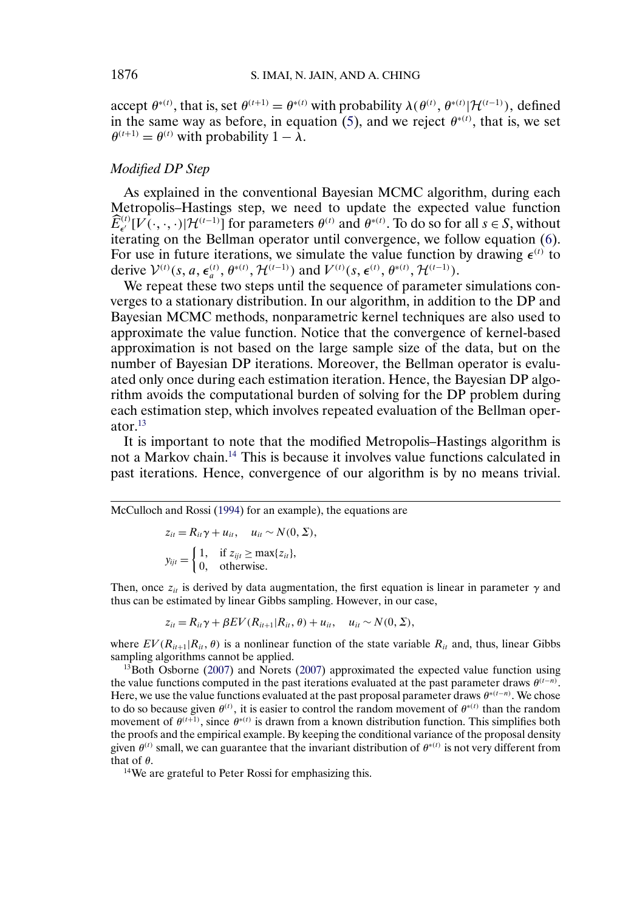accept $\theta^{*(t)}$, that is, set $\theta^{(t+1)} = \theta^{*(t)}$ with probability $\lambda(\theta^{(t)}, \theta^{*(t)}|\mathcal{H}^{(t-1)})$, defined in the same way as before, in equation (5), and we reject $\theta^{*(t)}$, that is, we set $\theta^{(t+1)} = \theta^{(t)}$ with probability $1 - \lambda$.

*Modified DP Step*

As explained in the conventional Bayesian MCMC algorithm, during each Metropolis–Hastings step, we need to update the expected value function $\widehat{E}^{(t)}_{\epsilon'}[V(\cdot,\cdot,\cdot)|\mathcal{H}^{(t-1)}]$ for parameters $\theta^{(t)}$ and $\theta^{*(t)}$. To do so for all $s \in S$, without iterating on the Bellman operator until convergence, we follow equation (6). For use in future iterations, we simulate the value function by drawing $\epsilon^{(t)}$ to derive $\mathcal{V}^{(t)}(s, a, \epsilon^{(t)}_a, \theta^{*(t)}, \mathcal{H}^{(t-1)})$ and $V^{(t)}(s, \epsilon^{(t)}, \theta^{*(t)}, \mathcal{H}^{(t-1)})$.

We repeat these two steps until the sequence of parameter simulations converges to a stationary distribution. In our algorithm, in addition to the DP and Bayesian MCMC methods, nonparametric kernel techniques are also used to approximate the value function. Notice that the convergence of kernel-based approximation is not based on the large sample size of the data, but on the number of Bayesian DP iterations. Moreover, the Bellman operator is evaluated only once during each estimation iteration. Hence, the Bayesian DP algorithm avoids the computational burden of solving for the DP problem during each estimation step, which involves repeated evaluation of the Bellman operator.[13]

It is important to note that the modified Metropolis–Hastings algorithm is not a Markov chain.[14] This is because it involves value functions calculated in past iterations. Hence, convergence of our algorithm is by no means trivial.

---

McCulloch and Rossi (1994) for an example), the equations are

$$z_{it} = R_{it}\gamma + u_{it}, \quad u_{it} \sim N(0, \Sigma),$$

$$y_{ijt} = \begin{cases} 1, & \text{if } z_{ijt} \geq \max\{z_{it}\}, \\ 0, & \text{otherwise.} \end{cases}$$

Then, once $z_{it}$ is derived by data augmentation, the first equation is linear in parameter $\gamma$ and thus can be estimated by linear Gibbs sampling. However, in our case,

$$z_{it} = R_{it}\gamma + \beta EV(R_{it+1}|R_{it}, \theta) + u_{it}, \quad u_{it} \sim N(0, \Sigma),$$

where $EV(R_{it+1}|R_{it}, \theta)$ is a nonlinear function of the state variable $R_{it}$ and, thus, linear Gibbs sampling algorithms cannot be applied.

[13] Both Osborne (2007) and Norets (2007) approximated the expected value function using the value functions computed in the past iterations evaluated at the past parameter draws $\theta^{(t-n)}$. Here, we use the value functions evaluated at the past proposal parameter draws $\theta^{*(t-n)}$. We chose to do so because given $\theta^{(t)}$, it is easier to control the random movement of $\theta^{*(t)}$ than the random movement of $\theta^{(t+1)}$, since $\theta^{*(t)}$ is drawn from a known distribution function. This simplifies both the proofs and the empirical example. By keeping the conditional variance of the proposal density given $\theta^{(t)}$ small, we can guarantee that the invariant distribution of $\theta^{*(t)}$ is not very different from that of $\theta$.

[14] We are grateful to Peter Rossi for emphasizing this.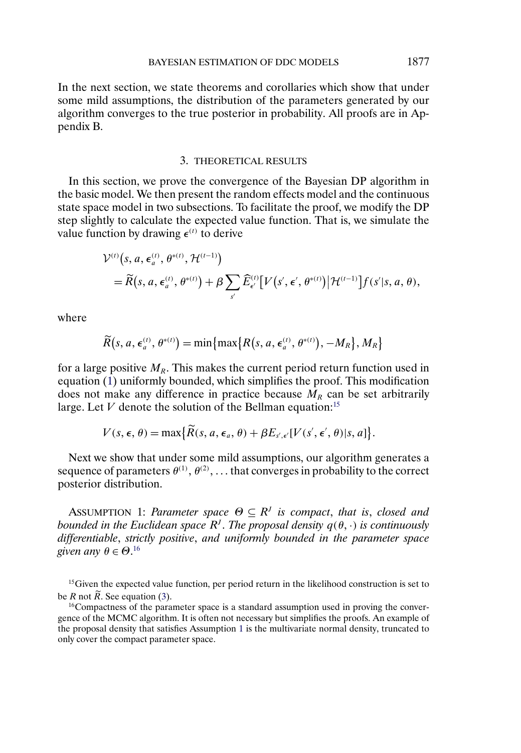In the next section, we state theorems and corollaries which show that under some mild assumptions, the distribution of the parameters generated by our algorithm converges to the true posterior in probability. All proofs are in Appendix B.

## 3. THEORETICAL RESULTS

In this section, we prove the convergence of the Bayesian DP algorithm in the basic model. We then present the random effects model and the continuous state space model in two subsections. To facilitate the proof, we modify the DP step slightly to calculate the expected value function. That is, we simulate the value function by drawing $\epsilon^{(t)}$ to derive

$$\mathcal{V}^{(t)}\big(s, a, \epsilon_a^{(t)}, \theta^{*(t)}, \mathcal{H}^{(t-1)}\big) = \widetilde{R}\big(s, a, \epsilon_a^{(t)}, \theta^{*(t)}\big) + \beta \sum_{s'} \widehat{E}_{\epsilon'}^{(t)}\big[V\big(s', \epsilon', \theta^{*(t)}\big)\big|\mathcal{H}^{(t-1)}\big] f(s'|s, a, \theta),$$

where

$$\widetilde{R}\big(s, a, \epsilon_a^{(t)}, \theta^{*(t)}\big) = \min\big\{\max\big\{R\big(s, a, \epsilon_a^{(t)}, \theta^{*(t)}\big), -M_R\big\}, M_R\big\}$$

for a large positive $M_R$. This makes the current period return function used in equation (1) uniformly bounded, which simplifies the proof. This modification does not make any difference in practice because $M_R$ can be set arbitrarily large. Let $V$ denote the solution of the Bellman equation:[15]

$$V(s, \epsilon, \theta) = \max\big\{\widetilde{R}(s, a, \epsilon_a, \theta) + \beta E_{s', \epsilon'}[V(s', \epsilon', \theta)|s, a]\big\}.$$

Next we show that under some mild assumptions, our algorithm generates a sequence of parameters $\theta^{(1)}, \theta^{(2)}, \ldots$ that converges in probability to the correct posterior distribution.

ASSUMPTION 1: *Parameter space $\Theta \subseteq R^J$ is compact, that is, closed and bounded in the Euclidean space $R^J$. The proposal density $q(\theta, \cdot)$ is continuously differentiable, strictly positive, and uniformly bounded in the parameter space given any $\theta \in \Theta$.*[16]

[15] Given the expected value function, per period return in the likelihood construction is set to be $R$ not $\widetilde{R}$. See equation (3).

[16] Compactness of the parameter space is a standard assumption used in proving the convergence of the MCMC algorithm. It is often not necessary but simplifies the proofs. An example of the proposal density that satisfies Assumption 1 is the multivariate normal density, truncated to only cover the compact parameter space.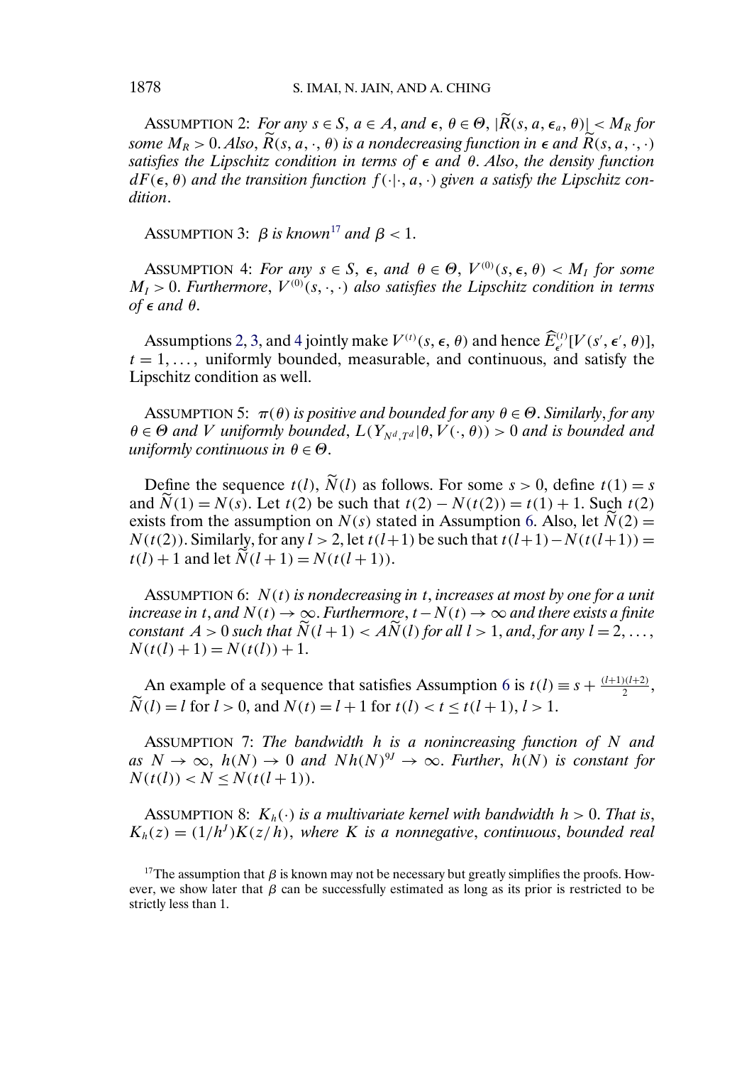ASSUMPTION 2: *For any* $s \in S$, $a \in A$, *and* $\epsilon$, $\theta \in \Theta$, $|\widetilde{R}(s, a, \epsilon_a, \theta)| < M_R$ *for some* $M_R > 0$. *Also*, $\widetilde{R}(s, a, \cdot, \theta)$ *is a nondecreasing function in* $\epsilon$ *and* $\widetilde{R}(s, a, \cdot, \cdot)$ *satisfies the Lipschitz condition in terms of* $\epsilon$ *and* $\theta$. *Also*, *the density function* $dF(\epsilon, \theta)$ *and the transition function* $f(\cdot|\cdot, a, \cdot)$ *given* $a$ *satisfy the Lipschitz condition*.

ASSUMPTION 3: $\beta$ *is known*[17] *and* $\beta < 1$.

ASSUMPTION 4: *For any* $s \in S$, $\epsilon$, *and* $\theta \in \Theta$, $V^{(0)}(s, \epsilon, \theta) < M_I$ *for some* $M_I > 0$. *Furthermore*, $V^{(0)}(s, \cdot, \cdot)$ *also satisfies the Lipschitz condition in terms of* $\epsilon$ *and* $\theta$.

Assumptions 2, 3, and 4 jointly make $V^{(t)}(s, \epsilon, \theta)$ and hence $\widehat{E}^{(t)}_{\epsilon'}[V(s', \epsilon', \theta)]$, $t = 1, \ldots,$ uniformly bounded, measurable, and continuous, and satisfy the Lipschitz condition as well.

ASSUMPTION 5: $\pi(\theta)$ *is positive and bounded for any* $\theta \in \Theta$. *Similarly*, *for any* $\theta \in \Theta$ *and* $V$ *uniformly bounded*, $L(Y_{N^d, T^d}|\theta, V(\cdot, \theta)) > 0$ *and is bounded and uniformly continuous in* $\theta \in \Theta$.

Define the sequence $t(l)$, $\widetilde{N}(l)$ as follows. For some $s > 0$, define $t(1) = s$ and $\widetilde{N}(1) = N(s)$. Let $t(2)$ be such that $t(2) - N(t(2)) = t(1) + 1$. Such $t(2)$ exists from the assumption on $N(s)$ stated in Assumption 6. Also, let $\widetilde{N}(2) = N(t(2))$. Similarly, for any $l > 2$, let $t(l+1)$ be such that $t(l+1) - N(t(l+1)) = t(l) + 1$ and let $\widetilde{N}(l+1) = N(t(l+1))$.

ASSUMPTION 6: $N(t)$ *is nondecreasing in* $t$, *increases at most by one for a unit increase in* $t$, *and* $N(t) \to \infty$. *Furthermore*, $t - N(t) \to \infty$ *and there exists a finite constant* $A > 0$ *such that* $\widetilde{N}(l+1) < A\widetilde{N}(l)$ *for all* $l > 1$, *and*, *for any* $l = 2, \ldots,$ $N(t(l) + 1) = N(t(l)) + 1$.

An example of a sequence that satisfies Assumption 6 is $t(l) \equiv s + \frac{(l+1)(l+2)}{2}$, $\widetilde{N}(l) = l$ for $l > 0$, and $N(t) = l + 1$ for $t(l) < t \leq t(l+1)$, $l > 1$.

ASSUMPTION 7: *The bandwidth* $h$ *is a nonincreasing function of* $N$ *and as* $N \to \infty$, $h(N) \to 0$ *and* $Nh(N)^{9J} \to \infty$. *Further*, $h(N)$ *is constant for* $N(t(l)) < N \leq N(t(l+1))$.

ASSUMPTION 8: $K_h(\cdot)$ *is a multivariate kernel with bandwidth* $h > 0$. *That is*, $K_h(z) = (1/h^J)K(z/h)$, *where* $K$ *is a nonnegative*, *continuous*, *bounded real*

[17] The assumption that $\beta$ is known may not be necessary but greatly simplifies the proofs. However, we show later that $\beta$ can be successfully estimated as long as its prior is restricted to be strictly less than 1.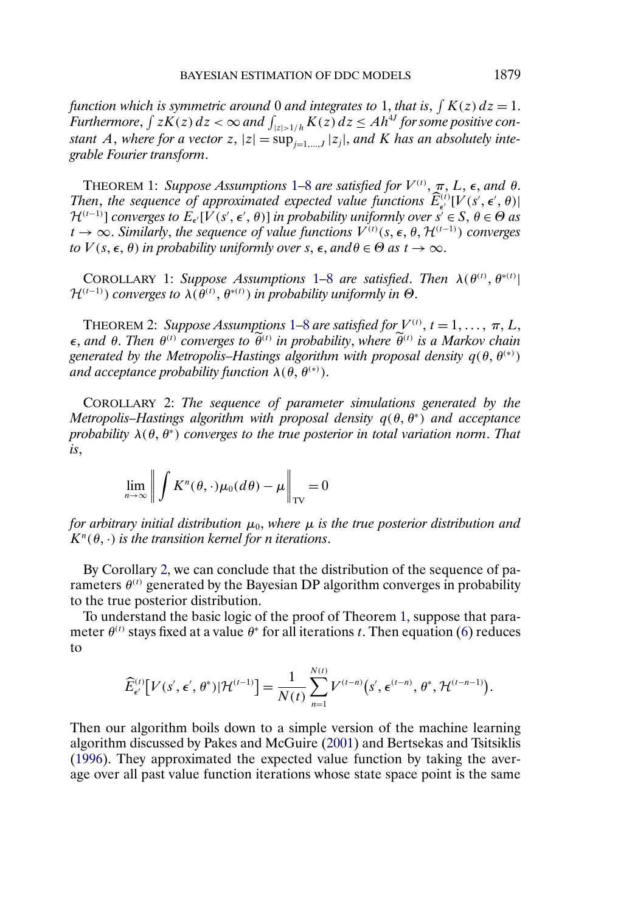*function which is symmetric around* 0 *and integrates to* 1, *that is*, $\int K(z)\,dz = 1$. *Furthermore*, $\int zK(z)\,dz < \infty$ *and* $\int_{|z|>1/h} K(z)\,dz \le Ah^{4J}$ *for some positive constant* $A$, *where for a vector* $z$, $|z| = \sup_{j=1,\dots,J} |z_j|$, *and* $K$ *has an absolutely integrable Fourier transform*.

THEOREM 1: *Suppose Assumptions* 1–8 *are satisfied for* $V^{(t)}$, $\pi$, $L$, $\epsilon$, *and* $\theta$. *Then*, *the sequence of approximated expected value functions* $\widehat{E}^{(t)}_{\epsilon'}[V(s', \epsilon', \theta)|\mathcal{H}^{(t-1)}]$ *converges to* $E_{\epsilon'}[V(s', \epsilon', \theta)]$ *in probability uniformly over* $s' \in S$, $\theta \in \Theta$ *as* $t \to \infty$. *Similarly*, *the sequence of value functions* $V^{(t)}(s, \epsilon, \theta, \mathcal{H}^{(t-1)})$ *converges to* $V(s, \epsilon, \theta)$ *in probability uniformly over* $s$, $\epsilon$, *and* $\theta \in \Theta$ *as* $t \to \infty$.

COROLLARY 1: *Suppose Assumptions* 1–8 *are satisfied*. *Then* $\lambda(\theta^{(t)}, \theta^{*(t)}|\mathcal{H}^{(t-1)})$ *converges to* $\lambda(\theta^{(t)}, \theta^{*(t)})$ *in probability uniformly in* $\Theta$.

THEOREM 2: *Suppose Assumptions* 1–8 *are satisfied for* $V^{(t)}$, $t = 1, \dots, \pi$, $L$, $\epsilon$, *and* $\theta$. *Then* $\theta^{(t)}$ *converges to* $\widetilde{\theta}^{(t)}$ *in probability*, *where* $\widetilde{\theta}^{(t)}$ *is a Markov chain generated by the Metropolis–Hastings algorithm with proposal density* $q(\theta, \theta^{(*)})$ *and acceptance probability function* $\lambda(\theta, \theta^{(*)})$.

COROLLARY 2: *The sequence of parameter simulations generated by the Metropolis–Hastings algorithm with proposal density* $q(\theta, \theta^*)$ *and acceptance probability* $\lambda(\theta, \theta^*)$ *converges to the true posterior in total variation norm*. *That is*,

$$\lim_{n\to\infty} \left\| \int K^n(\theta, \cdot)\mu_0(d\theta) - \mu \right\|_{\mathrm{TV}} = 0$$

*for arbitrary initial distribution* $\mu_0$, *where* $\mu$ *is the true posterior distribution and* $K^n(\theta, \cdot)$ *is the transition kernel for* $n$ *iterations*.

By Corollary 2, we can conclude that the distribution of the sequence of parameters $\theta^{(t)}$ generated by the Bayesian DP algorithm converges in probability to the true posterior distribution.

To understand the basic logic of the proof of Theorem 1, suppose that parameter $\theta^{(t)}$ stays fixed at a value $\theta^*$ for all iterations $t$. Then equation (6) reduces to

$$\widehat{E}^{(t)}_{\epsilon'}\big[V(s', \epsilon', \theta^*)|\mathcal{H}^{(t-1)}\big] = \frac{1}{N(t)} \sum_{n=1}^{N(t)} V^{(t-n)}\big(s', \epsilon^{(t-n)}, \theta^*, \mathcal{H}^{(t-n-1)}\big).$$

Then our algorithm boils down to a simple version of the machine learning algorithm discussed by Pakes and McGuire (2001) and Bertsekas and Tsitsiklis (1996). They approximated the expected value function by taking the average over all past value function iterations whose state space point is the same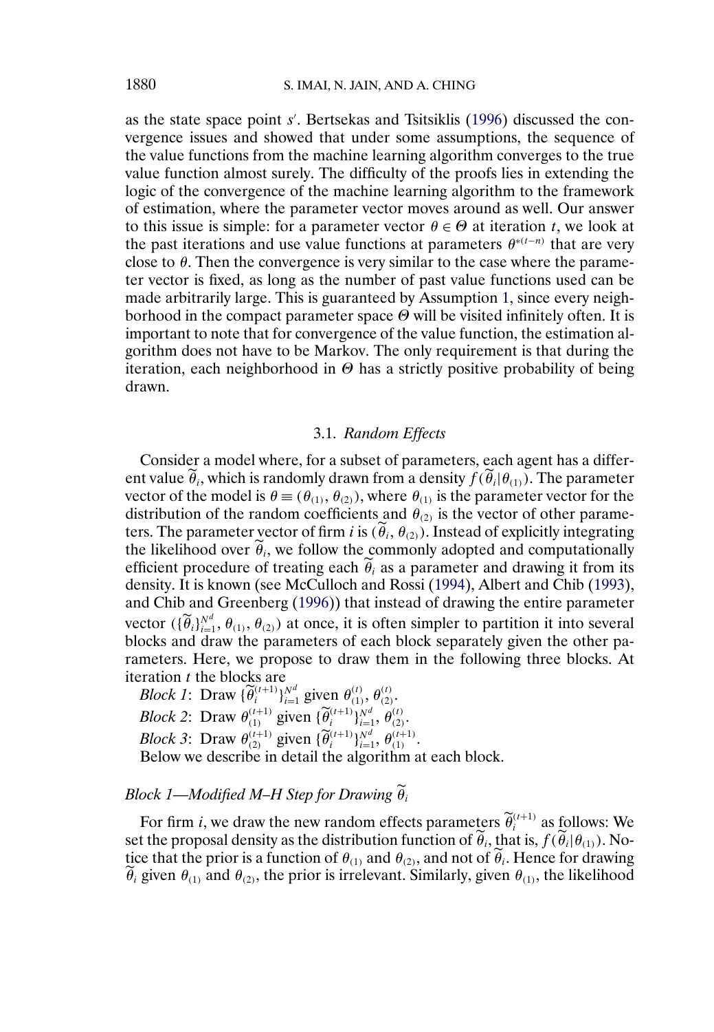as the state space point $s'$. Bertsekas and Tsitsiklis (1996) discussed the convergence issues and showed that under some assumptions, the sequence of the value functions from the machine learning algorithm converges to the true value function almost surely. The difficulty of the proofs lies in extending the logic of the convergence of the machine learning algorithm to the framework of estimation, where the parameter vector moves around as well. Our answer to this issue is simple: for a parameter vector $\theta \in \Theta$ at iteration $t$, we look at the past iterations and use value functions at parameters $\theta^{*(t-n)}$ that are very close to $\theta$. Then the convergence is very similar to the case where the parameter vector is fixed, as long as the number of past value functions used can be made arbitrarily large. This is guaranteed by Assumption 1, since every neighborhood in the compact parameter space $\Theta$ will be visited infinitely often. It is important to note that for convergence of the value function, the estimation algorithm does not have to be Markov. The only requirement is that during the iteration, each neighborhood in $\Theta$ has a strictly positive probability of being drawn.

### 3.1. *Random Effects*

Consider a model where, for a subset of parameters, each agent has a different value $\widetilde{\theta}_i$, which is randomly drawn from a density $f(\widetilde{\theta}_i|\theta_{(1)})$. The parameter vector of the model is $\theta \equiv (\theta_{(1)}, \theta_{(2)})$, where $\theta_{(1)}$ is the parameter vector for the distribution of the random coefficients and $\theta_{(2)}$ is the vector of other parameters. The parameter vector of firm $i$ is $(\widetilde{\theta}_i, \theta_{(2)})$. Instead of explicitly integrating the likelihood over $\widetilde{\theta}_i$, we follow the commonly adopted and computationally efficient procedure of treating each $\widetilde{\theta}_i$ as a parameter and drawing it from its density. It is known (see McCulloch and Rossi (1994), Albert and Chib (1993), and Chib and Greenberg (1996)) that instead of drawing the entire parameter vector $(\{\widetilde{\theta}_i\}_{i=1}^{N^d}, \theta_{(1)}, \theta_{(2)})$ at once, it is often simpler to partition it into several blocks and draw the parameters of each block separately given the other parameters. Here, we propose to draw them in the following three blocks. At iteration $t$ the blocks are

*Block 1*: Draw $\{\widetilde{\theta}_i^{(t+1)}\}_{i=1}^{N^d}$ given $\theta_{(1)}^{(t)}, \theta_{(2)}^{(t)}$.

*Block 2*: Draw $\theta_{(1)}^{(t+1)}$ given $\{\widetilde{\theta}_i^{(t+1)}\}_{i=1}^{N^d}, \theta_{(2)}^{(t)}$.

*Block 3*: Draw $\theta_{(2)}^{(t+1)}$ given $\{\widetilde{\theta}_i^{(t+1)}\}_{i=1}^{N^d}, \theta_{(1)}^{(t+1)}$.

Below we describe in detail the algorithm at each block.

#### *Block 1—Modified M–H Step for Drawing $\widetilde{\theta}_i$*

For firm $i$, we draw the new random effects parameters $\widetilde{\theta}_i^{(t+1)}$ as follows: We set the proposal density as the distribution function of $\widetilde{\theta}_i$, that is, $f(\widetilde{\theta}_i|\theta_{(1)})$. Notice that the prior is a function of $\theta_{(1)}$ and $\theta_{(2)}$, and not of $\widetilde{\theta}_i$. Hence for drawing $\widetilde{\theta}_i$ given $\theta_{(1)}$ and $\theta_{(2)}$, the prior is irrelevant. Similarly, given $\theta_{(1)}$, the likelihood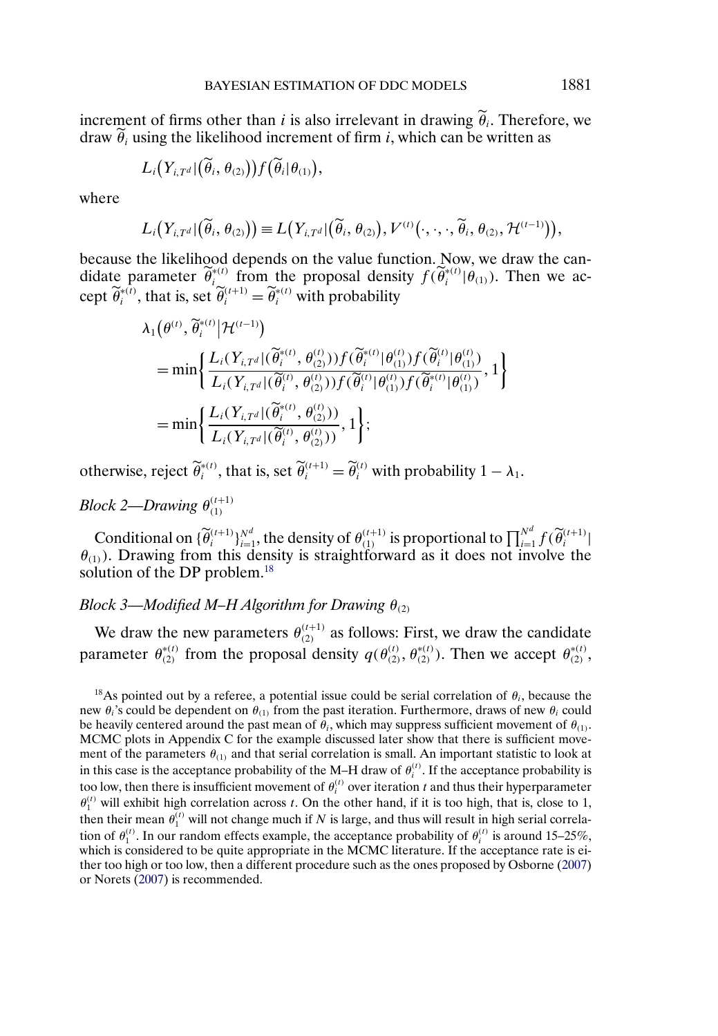increment of firms other than $i$ is also irrelevant in drawing $\widetilde{\theta}_i$. Therefore, we draw $\widetilde{\theta}_i$ using the likelihood increment of firm $i$, which can be written as

$$L_i\big(Y_{i,T^d}|(\widetilde{\theta}_i, \theta_{(2)})\big) f\big(\widetilde{\theta}_i|\theta_{(1)}\big),$$

where

$$L_i\big(Y_{i,T^d}|(\widetilde{\theta}_i, \theta_{(2)})\big) \equiv L\big(Y_{i,T^d}|(\widetilde{\theta}_i, \theta_{(2)}), V^{(t)}(\cdot, \cdot, \cdot, \widetilde{\theta}_i, \theta_{(2)}, \mathcal{H}^{(t-1)})\big),$$

because the likelihood depends on the value function. Now, we draw the candidate parameter $\widetilde{\theta}_i^{*(t)}$ from the proposal density $f(\widetilde{\theta}_i^{*(t)}|\theta_{(1)})$. Then we accept $\widetilde{\theta}_i^{*(t)}$, that is, set $\widetilde{\theta}_i^{(t+1)} = \widetilde{\theta}_i^{*(t)}$ with probability

$$\begin{aligned}
&\lambda_1\big(\theta^{(t)}, \widetilde{\theta}_i^{*(t)}\big|\mathcal{H}^{(t-1)}\big) \\
&= \min\left\{ \frac{L_i(Y_{i,T^d}|(\widetilde{\theta}_i^{*(t)}, \theta_{(2)}^{(t)})) f(\widetilde{\theta}_i^{*(t)}|\theta_{(1)}^{(t)}) f(\widetilde{\theta}_i^{(t)}|\theta_{(1)}^{(t)})}{L_i(Y_{i,T^d}|(\widetilde{\theta}_i^{(t)}, \theta_{(2)}^{(t)})) f(\widetilde{\theta}_i^{(t)}|\theta_{(1)}^{(t)}) f(\widetilde{\theta}_i^{*(t)}|\theta_{(1)}^{(t)})}, 1 \right\} \\
&= \min\left\{ \frac{L_i(Y_{i,T^d}|(\widetilde{\theta}_i^{*(t)}, \theta_{(2)}^{(t)}))}{L_i(Y_{i,T^d}|(\widetilde{\theta}_i^{(t)}, \theta_{(2)}^{(t)}))}, 1 \right\};
\end{aligned}$$

otherwise, reject $\widetilde{\theta}_i^{*(t)}$, that is, set $\widetilde{\theta}_i^{(t+1)} = \widetilde{\theta}_i^{(t)}$ with probability $1 - \lambda_1$.

*Block 2—Drawing* $\theta_{(1)}^{(t+1)}$

Conditional on $\{\widetilde{\theta}_i^{(t+1)}\}_{i=1}^{N^d}$, the density of $\theta_{(1)}^{(t+1)}$ is proportional to $\prod_{i=1}^{N^d} f(\widetilde{\theta}_i^{(t+1)}|\theta_{(1)})$. Drawing from this density is straightforward as it does not involve the solution of the DP problem.[18]

*Block 3—Modified M–H Algorithm for Drawing* $\theta_{(2)}$

We draw the new parameters $\theta_{(2)}^{(t+1)}$ as follows: First, we draw the candidate parameter $\theta_{(2)}^{*(t)}$ from the proposal density $q(\theta_{(2)}^{(t)}, \theta_{(2)}^{*(t)})$. Then we accept $\theta_{(2)}^{*(t)}$,

[18]As pointed out by a referee, a potential issue could be serial correlation of $\theta_i$, because the new $\theta_i$'s could be dependent on $\theta_{(1)}$ from the past iteration. Furthermore, draws of new $\theta_i$ could be heavily centered around the past mean of $\theta_i$, which may suppress sufficient movement of $\theta_{(1)}$. MCMC plots in Appendix C for the example discussed later show that there is sufficient movement of the parameters $\theta_{(1)}$ and that serial correlation is small. An important statistic to look at in this case is the acceptance probability of the M–H draw of $\theta_i^{(t)}$. If the acceptance probability is too low, then there is insufficient movement of $\theta_i^{(t)}$ over iteration $t$ and thus their hyperparameter $\theta_1^{(t)}$ will exhibit high correlation across $t$. On the other hand, if it is too high, that is, close to 1, then their mean $\theta_1^{(t)}$ will not change much if $N$ is large, and thus will result in high serial correlation of $\theta_1^{(t)}$. In our random effects example, the acceptance probability of $\theta_i^{(t)}$ is around 15–25%, which is considered to be quite appropriate in the MCMC literature. If the acceptance rate is either too high or too low, then a different procedure such as the ones proposed by Osborne (2007) or Norets (2007) is recommended.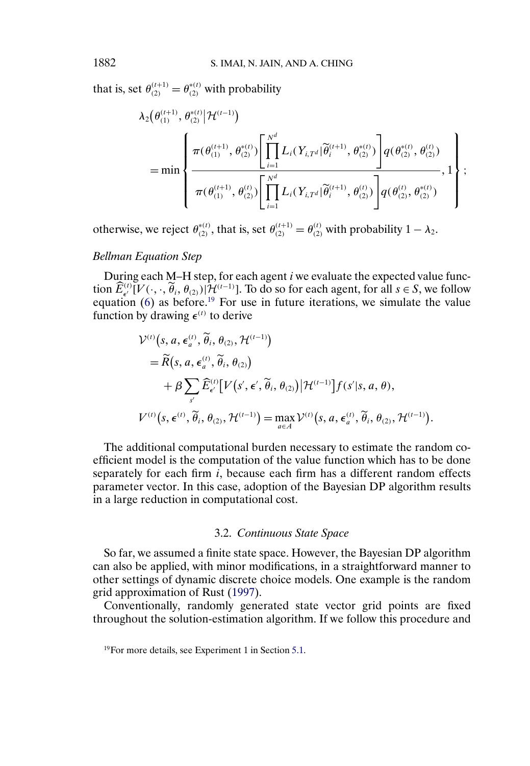that is, set $\theta_{(2)}^{(t+1)} = \theta_{(2)}^{*(t)}$ with probability

$$
\lambda_2\big(\theta_{(1)}^{(t+1)}, \theta_{(2)}^{*(t)} \big| \mathcal{H}^{(t-1)}\big)
= \min\left\{ \frac{\pi(\theta_{(1)}^{(t+1)}, \theta_{(2)}^{*(t)}) \left[ \prod_{i=1}^{N^d} L_i(Y_{i,T^d} | \widetilde{\theta}_i^{(t+1)}, \theta_{(2)}^{*(t)}) \right] q(\theta_{(2)}^{*(t)}, \theta_{(2)}^{(t)})}{\pi(\theta_{(1)}^{(t+1)}, \theta_{(2)}^{(t)}) \left[ \prod_{i=1}^{N^d} L_i(Y_{i,T^d} | \widetilde{\theta}_i^{(t+1)}, \theta_{(2)}^{(t)}) \right] q(\theta_{(2)}^{(t)}, \theta_{(2)}^{*(t)})}, 1 \right\};
$$

otherwise, we reject $\theta_{(2)}^{*(t)}$, that is, set $\theta_{(2)}^{(t+1)} = \theta_{(2)}^{(t)}$ with probability $1 - \lambda_2$.

*Bellman Equation Step*

During each M–H step, for each agent $i$ we evaluate the expected value function $\widehat{E}_{\epsilon'}^{(t)}[V(\cdot, \cdot, \widetilde{\theta}_i, \theta_{(2)}) | \mathcal{H}^{(t-1)}]$. To do so for each agent, for all $s \in S$, we follow equation (6) as before.[19] For use in future iterations, we simulate the value function by drawing $\epsilon^{(t)}$ to derive

$$
\begin{aligned}
&\mathcal{V}^{(t)}\big(s, a, \epsilon_a^{(t)}, \widetilde{\theta}_i, \theta_{(2)}, \mathcal{H}^{(t-1)}\big) \\
&\quad = \widetilde{R}\big(s, a, \epsilon_a^{(t)}, \widetilde{\theta}_i, \theta_{(2)}\big) \\
&\qquad + \beta \sum_{s'} \widehat{E}_{\epsilon'}^{(t)}\big[V\big(s', \epsilon', \widetilde{\theta}_i, \theta_{(2)}\big) \big| \mathcal{H}^{(t-1)}\big] f(s' | s, a, \theta), \\
&V^{(t)}\big(s, \epsilon^{(t)}, \widetilde{\theta}_i, \theta_{(2)}, \mathcal{H}^{(t-1)}\big) = \max_{a \in A} \mathcal{V}^{(t)}\big(s, a, \epsilon_a^{(t)}, \widetilde{\theta}_i, \theta_{(2)}, \mathcal{H}^{(t-1)}\big).
\end{aligned}
$$

The additional computational burden necessary to estimate the random coefficient model is the computation of the value function which has to be done separately for each firm $i$, because each firm has a different random effects parameter vector. In this case, adoption of the Bayesian DP algorithm results in a large reduction in computational cost.

### 3.2. *Continuous State Space*

So far, we assumed a finite state space. However, the Bayesian DP algorithm can also be applied, with minor modifications, in a straightforward manner to other settings of dynamic discrete choice models. One example is the random grid approximation of Rust (1997).

Conventionally, randomly generated state vector grid points are fixed throughout the solution-estimation algorithm. If we follow this procedure and

[19] For more details, see Experiment 1 in Section 5.1.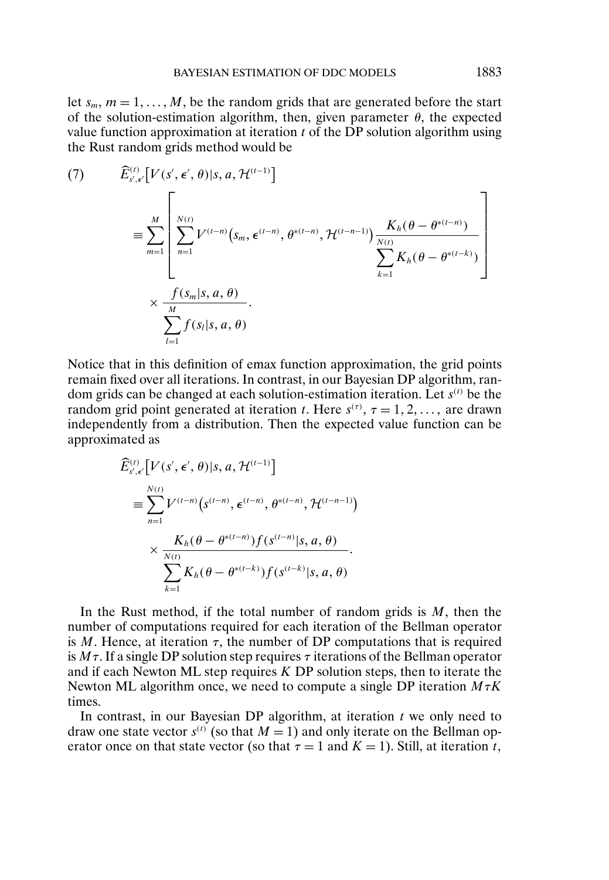let $s_m$, $m = 1, \ldots, M$, be the random grids that are generated before the start of the solution-estimation algorithm, then, given parameter $\theta$, the expected value function approximation at iteration $t$ of the DP solution algorithm using the Rust random grids method would be

$$
\begin{aligned}
(7) \qquad & \widehat{E}^{(t)}_{s',\epsilon'}\left[V(s', \epsilon', \theta) | s, a, \mathcal{H}^{(t-1)}\right] \\
& \equiv \sum_{m=1}^{M} \left[ \sum_{n=1}^{N(t)} V^{(t-n)}\left(s_m, \epsilon^{(t-n)}, \theta^{*(t-n)}, \mathcal{H}^{(t-n-1)}\right) \frac{K_h(\theta - \theta^{*(t-n)})}{\sum_{k=1}^{N(t)} K_h(\theta - \theta^{*(t-k)})} \right] \\
& \quad \times \frac{f(s_m | s, a, \theta)}{\sum_{l=1}^{M} f(s_l | s, a, \theta)}.
\end{aligned}
$$

Notice that in this definition of emax function approximation, the grid points remain fixed over all iterations. In contrast, in our Bayesian DP algorithm, random grids can be changed at each solution-estimation iteration. Let $s^{(t)}$ be the random grid point generated at iteration $t$. Here $s^{(\tau)}$, $\tau = 1, 2, \ldots$, are drawn independently from a distribution. Then the expected value function can be approximated as

$$
\begin{aligned}
& \widehat{E}^{(t)}_{s',\epsilon'}\left[V(s', \epsilon', \theta) | s, a, \mathcal{H}^{(t-1)}\right] \\
& \equiv \sum_{n=1}^{N(t)} V^{(t-n)}\left(s^{(t-n)}, \epsilon^{(t-n)}, \theta^{*(t-n)}, \mathcal{H}^{(t-n-1)}\right) \\
& \quad \times \frac{K_h(\theta - \theta^{*(t-n)}) f(s^{(t-n)} | s, a, \theta)}{\sum_{k=1}^{N(t)} K_h(\theta - \theta^{*(t-k)}) f(s^{(t-k)} | s, a, \theta)}.
\end{aligned}
$$

In the Rust method, if the total number of random grids is $M$, then the number of computations required for each iteration of the Bellman operator is $M$. Hence, at iteration $\tau$, the number of DP computations that is required is $M\tau$. If a single DP solution step requires $\tau$ iterations of the Bellman operator and if each Newton ML step requires $K$ DP solution steps, then to iterate the Newton ML algorithm once, we need to compute a single DP iteration $M\tau K$ times.

In contrast, in our Bayesian DP algorithm, at iteration $t$ we only need to draw one state vector $s^{(t)}$ (so that $M = 1$) and only iterate on the Bellman operator once on that state vector (so that $\tau = 1$ and $K = 1$). Still, at iteration $t$,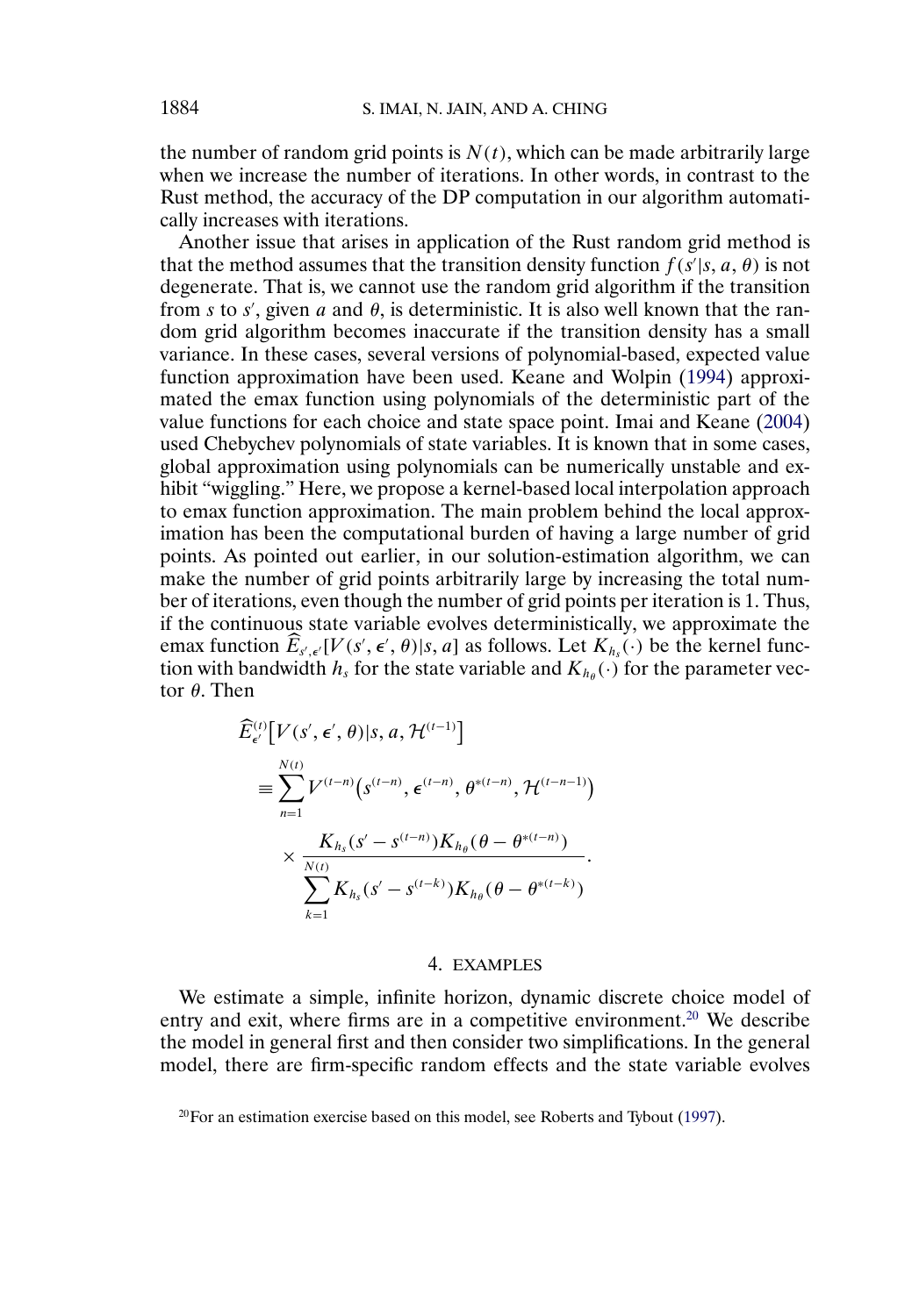the number of random grid points is $N(t)$, which can be made arbitrarily large when we increase the number of iterations. In other words, in contrast to the Rust method, the accuracy of the DP computation in our algorithm automatically increases with iterations.

Another issue that arises in application of the Rust random grid method is that the method assumes that the transition density function $f(s'|s, a, \theta)$ is not degenerate. That is, we cannot use the random grid algorithm if the transition from $s$ to $s'$, given $a$ and $\theta$, is deterministic. It is also well known that the random grid algorithm becomes inaccurate if the transition density has a small variance. In these cases, several versions of polynomial-based, expected value function approximation have been used. Keane and Wolpin (1994) approximated the emax function using polynomials of the deterministic part of the value functions for each choice and state space point. Imai and Keane (2004) used Chebychev polynomials of state variables. It is known that in some cases, global approximation using polynomials can be numerically unstable and exhibit "wiggling." Here, we propose a kernel-based local interpolation approach to emax function approximation. The main problem behind the local approximation has been the computational burden of having a large number of grid points. As pointed out earlier, in our solution-estimation algorithm, we can make the number of grid points arbitrarily large by increasing the total number of iterations, even though the number of grid points per iteration is 1. Thus, if the continuous state variable evolves deterministically, we approximate the emax function $\widehat{E}_{s',\epsilon'}[V(s', \epsilon', \theta)|s, a]$ as follows. Let $K_{h_s}(\cdot)$ be the kernel function with bandwidth $h_s$ for the state variable and $K_{h_\theta}(\cdot)$ for the parameter vector $\theta$. Then

$$
\begin{aligned}
&\widehat{E}^{(t)}_{\epsilon'}\big[V(s', \epsilon', \theta)|s, a, \mathcal{H}^{(t-1)}\big] \\
&\quad \equiv \sum_{n=1}^{N(t)} V^{(t-n)}\big(s^{(t-n)}, \epsilon^{(t-n)}, \theta^{*(t-n)}, \mathcal{H}^{(t-n-1)}\big) \\
&\qquad \times \frac{K_{h_s}(s' - s^{(t-n)})K_{h_\theta}(\theta - \theta^{*(t-n)})}{\sum_{k=1}^{N(t)} K_{h_s}(s' - s^{(t-k)})K_{h_\theta}(\theta - \theta^{*(t-k)})}.
\end{aligned}
$$

## 4. EXAMPLES

We estimate a simple, infinite horizon, dynamic discrete choice model of entry and exit, where firms are in a competitive environment.[20] We describe the model in general first and then consider two simplifications. In the general model, there are firm-specific random effects and the state variable evolves

[20]For an estimation exercise based on this model, see Roberts and Tybout (1997).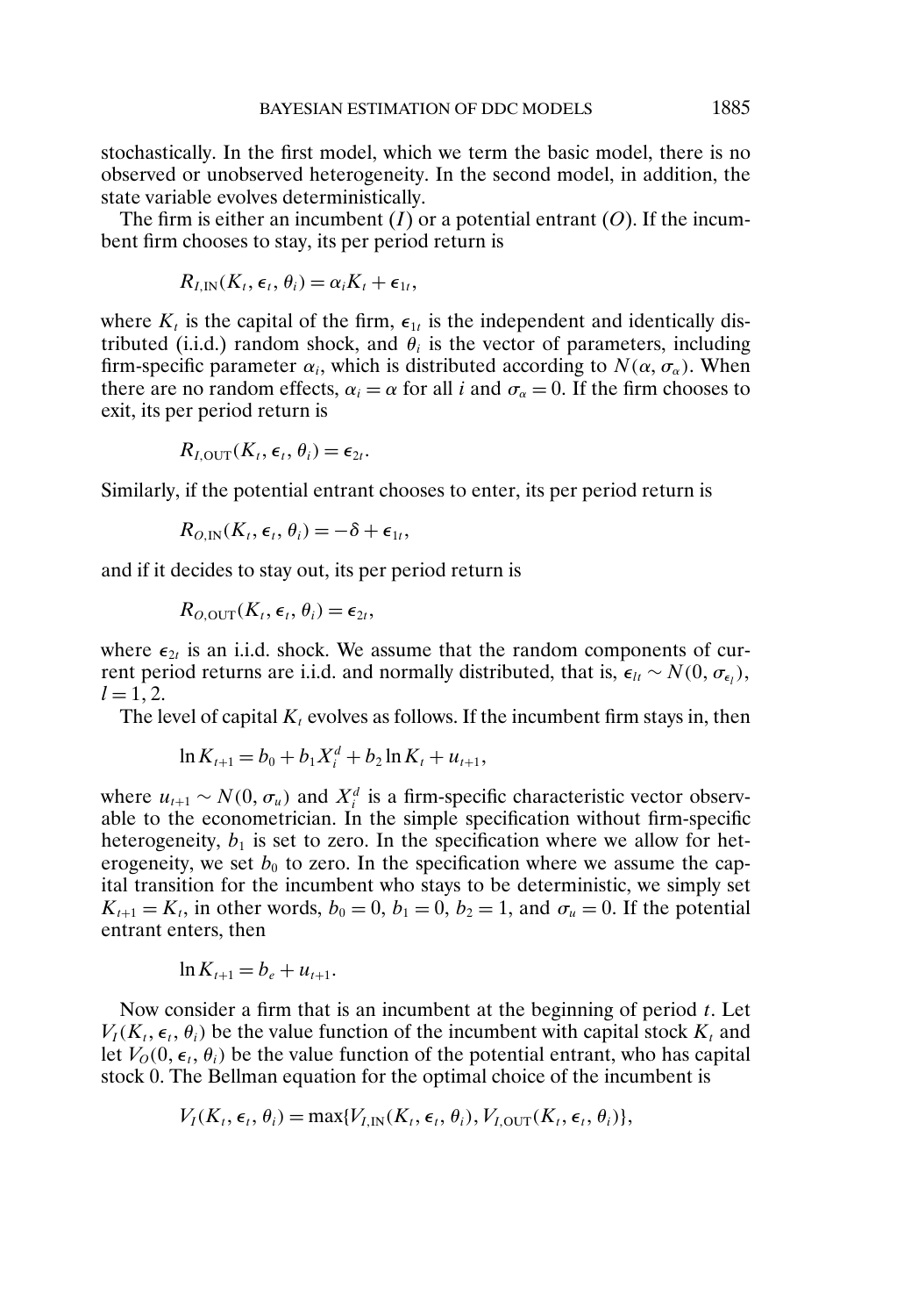stochastically. In the first model, which we term the basic model, there is no observed or unobserved heterogeneity. In the second model, in addition, the state variable evolves deterministically.

The firm is either an incumbent ($I$) or a potential entrant ($O$). If the incumbent firm chooses to stay, its per period return is

$$R_{I,\text{IN}}(K_t, \epsilon_t, \theta_i) = \alpha_i K_t + \epsilon_{1t},$$

where $K_t$ is the capital of the firm, $\epsilon_{1t}$ is the independent and identically distributed (i.i.d.) random shock, and $\theta_i$ is the vector of parameters, including firm-specific parameter $\alpha_i$, which is distributed according to $N(\alpha, \sigma_\alpha)$. When there are no random effects, $\alpha_i = \alpha$ for all $i$ and $\sigma_\alpha = 0$. If the firm chooses to exit, its per period return is

$$R_{I,\text{OUT}}(K_t, \epsilon_t, \theta_i) = \epsilon_{2t}.$$

Similarly, if the potential entrant chooses to enter, its per period return is

$$R_{O,\text{IN}}(K_t, \epsilon_t, \theta_i) = -\delta + \epsilon_{1t},$$

and if it decides to stay out, its per period return is

$$R_{O,\text{OUT}}(K_t, \epsilon_t, \theta_i) = \epsilon_{2t},$$

where $\epsilon_{2t}$ is an i.i.d. shock. We assume that the random components of current period returns are i.i.d. and normally distributed, that is, $\epsilon_{lt} \sim N(0, \sigma_{\epsilon_l})$, $l = 1, 2$.

The level of capital $K_t$ evolves as follows. If the incumbent firm stays in, then

$$\ln K_{t+1} = b_0 + b_1 X_i^d + b_2 \ln K_t + u_{t+1},$$

where $u_{t+1} \sim N(0, \sigma_u)$ and $X_i^d$ is a firm-specific characteristic vector observable to the econometrician. In the simple specification without firm-specific heterogeneity, $b_1$ is set to zero. In the specification where we allow for heterogeneity, we set $b_0$ to zero. In the specification where we assume the capital transition for the incumbent who stays to be deterministic, we simply set $K_{t+1} = K_t$, in other words, $b_0 = 0$, $b_1 = 0$, $b_2 = 1$, and $\sigma_u = 0$. If the potential entrant enters, then

$$\ln K_{t+1} = b_e + u_{t+1}.$$

Now consider a firm that is an incumbent at the beginning of period $t$. Let $V_I(K_t, \epsilon_t, \theta_i)$ be the value function of the incumbent with capital stock $K_t$ and let $V_O(0, \epsilon_t, \theta_i)$ be the value function of the potential entrant, who has capital stock 0. The Bellman equation for the optimal choice of the incumbent is

$$V_I(K_t, \epsilon_t, \theta_i) = \max\{V_{I,\text{IN}}(K_t, \epsilon_t, \theta_i), V_{I,\text{OUT}}(K_t, \epsilon_t, \theta_i)\},$$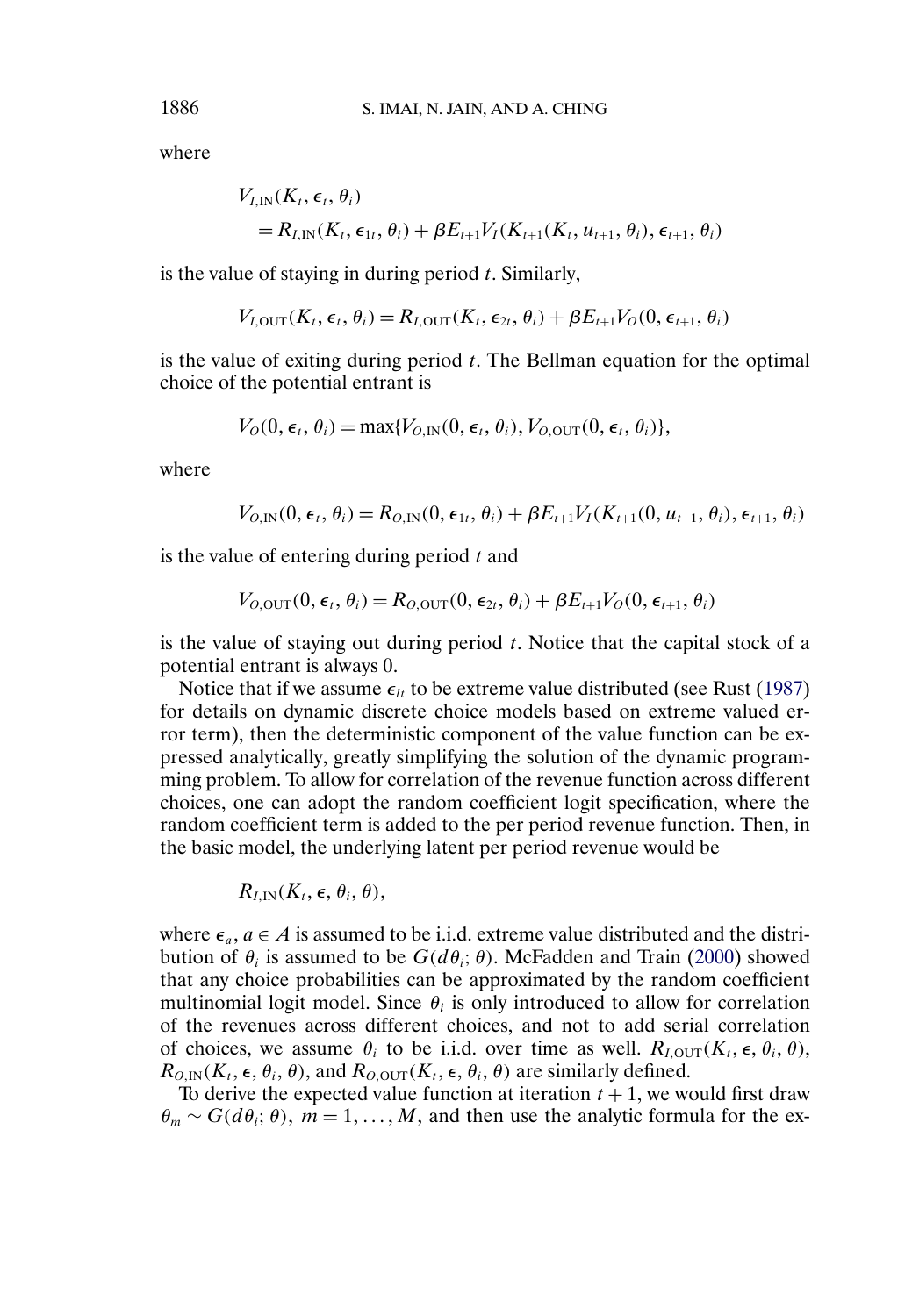where

$$
\begin{aligned}
& V_{I,\mathrm{IN}}(K_t, \epsilon_t, \theta_i) \\
& \quad = R_{I,\mathrm{IN}}(K_t, \epsilon_{1t}, \theta_i) + \beta E_{t+1} V_I(K_{t+1}(K_t, u_{t+1}, \theta_i), \epsilon_{t+1}, \theta_i)
\end{aligned}
$$

is the value of staying in during period $t$. Similarly,

$$
V_{I,\mathrm{OUT}}(K_t, \epsilon_t, \theta_i) = R_{I,\mathrm{OUT}}(K_t, \epsilon_{2t}, \theta_i) + \beta E_{t+1} V_O(0, \epsilon_{t+1}, \theta_i)
$$

is the value of exiting during period $t$. The Bellman equation for the optimal choice of the potential entrant is

$$
V_O(0, \epsilon_t, \theta_i) = \max\{V_{O,\mathrm{IN}}(0, \epsilon_t, \theta_i), V_{O,\mathrm{OUT}}(0, \epsilon_t, \theta_i)\},
$$

where

$$
V_{O,\mathrm{IN}}(0, \epsilon_t, \theta_i) = R_{O,\mathrm{IN}}(0, \epsilon_{1t}, \theta_i) + \beta E_{t+1} V_I(K_{t+1}(0, u_{t+1}, \theta_i), \epsilon_{t+1}, \theta_i)
$$

is the value of entering during period $t$ and

$$
V_{O,\mathrm{OUT}}(0, \epsilon_t, \theta_i) = R_{O,\mathrm{OUT}}(0, \epsilon_{2t}, \theta_i) + \beta E_{t+1} V_O(0, \epsilon_{t+1}, \theta_i)
$$

is the value of staying out during period $t$. Notice that the capital stock of a potential entrant is always 0.

Notice that if we assume $\epsilon_{lt}$ to be extreme value distributed (see Rust (1987) for details on dynamic discrete choice models based on extreme valued error term), then the deterministic component of the value function can be expressed analytically, greatly simplifying the solution of the dynamic programming problem. To allow for correlation of the revenue function across different choices, one can adopt the random coefficient logit specification, where the random coefficient term is added to the per period revenue function. Then, in the basic model, the underlying latent per period revenue would be

$$
R_{I,\mathrm{IN}}(K_t, \epsilon, \theta_i, \theta),
$$

where $\epsilon_a$, $a \in A$ is assumed to be i.i.d. extreme value distributed and the distribution of $\theta_i$ is assumed to be $G(d\theta_i; \theta)$. McFadden and Train (2000) showed that any choice probabilities can be approximated by the random coefficient multinomial logit model. Since $\theta_i$ is only introduced to allow for correlation of the revenues across different choices, and not to add serial correlation of choices, we assume $\theta_i$ to be i.i.d. over time as well. $R_{I,\mathrm{OUT}}(K_t, \epsilon, \theta_i, \theta)$, $R_{O,\mathrm{IN}}(K_t, \epsilon, \theta_i, \theta)$, and $R_{O,\mathrm{OUT}}(K_t, \epsilon, \theta_i, \theta)$ are similarly defined.

To derive the expected value function at iteration $t+1$, we would first draw $\theta_m \sim G(d\theta_i; \theta)$, $m = 1, \ldots, M$, and then use the analytic formula for the ex-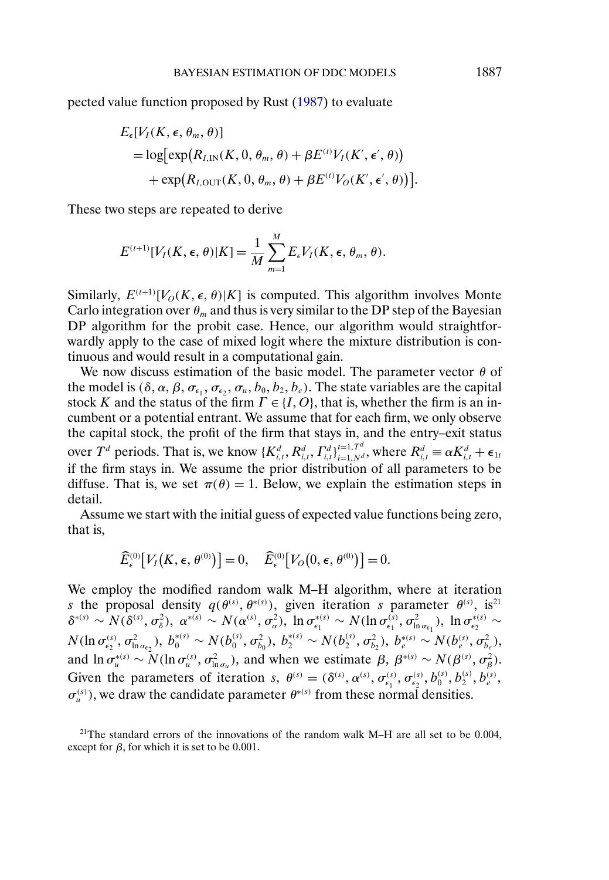pected value function proposed by Rust (1987) to evaluate

$$
\begin{aligned}
&E_\epsilon[V_I(K, \epsilon, \theta_m, \theta)] \\
&\quad = \log\bigl[\exp\bigl(R_{I,\mathrm{IN}}(K, 0, \theta_m, \theta) + \beta E^{(t)} V_I(K', \epsilon', \theta)\bigr) \\
&\qquad + \exp\bigl(R_{I,\mathrm{OUT}}(K, 0, \theta_m, \theta) + \beta E^{(t)} V_O(K', \epsilon', \theta)\bigr)\bigr].
\end{aligned}
$$

These two steps are repeated to derive

$$
E^{(t+1)}[V_I(K, \epsilon, \theta)|K] = \frac{1}{M}\sum_{m=1}^{M} E_\epsilon V_I(K, \epsilon, \theta_m, \theta).
$$

Similarly, $E^{(t+1)}[V_O(K, \epsilon, \theta)|K]$ is computed. This algorithm involves Monte Carlo integration over $\theta_m$ and thus is very similar to the DP step of the Bayesian DP algorithm for the probit case. Hence, our algorithm would straightforwardly apply to the case of mixed logit where the mixture distribution is continuous and would result in a computational gain.

We now discuss estimation of the basic model. The parameter vector $\theta$ of the model is $(\delta, \alpha, \beta, \sigma_{\epsilon_1}, \sigma_{\epsilon_2}, \sigma_u, b_0, b_2, b_e)$. The state variables are the capital stock $K$ and the status of the firm $\Gamma \in \{I, O\}$, that is, whether the firm is an incumbent or a potential entrant. We assume that for each firm, we only observe the capital stock, the profit of the firm that stays in, and the entry–exit status over $T^d$ periods. That is, we know $\{K^d_{i,t}, R^d_{i,t}, \Gamma^d_{i,t}\}_{i=1,N^d}^{t=1,T^d}$, where $R^d_{i,t} \equiv \alpha K^d_{i,t} + \epsilon_{1t}$ if the firm stays in. We assume the prior distribution of all parameters to be diffuse. That is, we set $\pi(\theta) = 1$. Below, we explain the estimation steps in detail.

Assume we start with the initial guess of expected value functions being zero, that is,

$$
\widehat{E}^{(0)}_\epsilon\bigl[V_I\bigl(K, \epsilon, \theta^{(0)}\bigr)\bigr] = 0, \quad \widehat{E}^{(0)}_\epsilon\bigl[V_O\bigl(0, \epsilon, \theta^{(0)}\bigr)\bigr] = 0.
$$

We employ the modified random walk M–H algorithm, where at iteration $s$ the proposal density $q(\theta^{(s)}, \theta^{*(s)})$, given iteration $s$ parameter $\theta^{(s)}$, is[21] $\delta^{*(s)} \sim N(\delta^{(s)}, \sigma^2_\delta)$, $\alpha^{*(s)} \sim N(\alpha^{(s)}, \sigma^2_\alpha)$, $\ln \sigma^{*(s)}_{\epsilon_1} \sim N(\ln \sigma^{(s)}_{\epsilon_1}, \sigma^2_{\ln \sigma_{\epsilon_1}})$, $\ln \sigma^{*(s)}_{\epsilon_2} \sim N(\ln \sigma^{(s)}_{\epsilon_2}, \sigma^2_{\ln \sigma_{\epsilon_2}})$, $b^{*(s)}_0 \sim N(b^{(s)}_0, \sigma^2_{b_0})$, $b^{*(s)}_2 \sim N(b^{(s)}_2, \sigma^2_{b_2})$, $b^{*(s)}_e \sim N(b^{(s)}_e, \sigma^2_{b_e})$, and $\ln \sigma^{*(s)}_u \sim N(\ln \sigma^{(s)}_u, \sigma^2_{\ln \sigma_u})$, and when we estimate $\beta$, $\beta^{*(s)} \sim N(\beta^{(s)}, \sigma^2_\beta)$. Given the parameters of iteration $s$, $\theta^{(s)} = (\delta^{(s)}, \alpha^{(s)}, \sigma^{(s)}_{\epsilon_1}, \sigma^{(s)}_{\epsilon_2}, b^{(s)}_0, b^{(s)}_2, b^{(s)}_e, \sigma^{(s)}_u)$, we draw the candidate parameter $\theta^{*(s)}$ from these normal densities.

[21] The standard errors of the innovations of the random walk M–H are all set to be 0.004, except for $\beta$, for which it is set to be 0.001.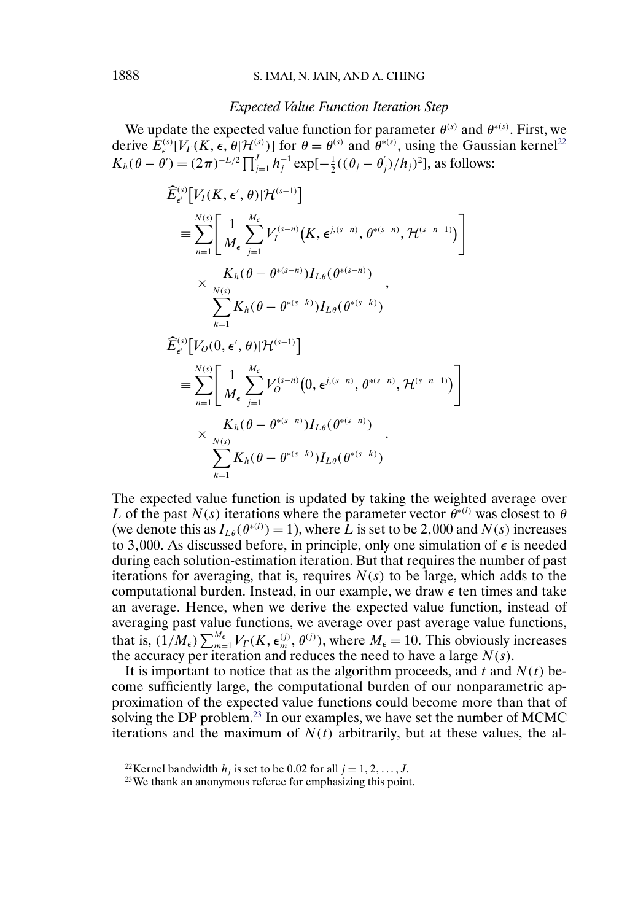*Expected Value Function Iteration Step*

We update the expected value function for parameter $\theta^{(s)}$ and $\theta^{*(s)}$. First, we derive $\widehat{E}_{\epsilon}^{(s)}[V_{\Gamma}(K, \epsilon, \theta|\mathcal{H}^{(s)})]$ for $\theta = \theta^{(s)}$ and $\theta^{*(s)}$, using the Gaussian kernel[22] $K_h(\theta - \theta') = (2\pi)^{-L/2}\prod_{j=1}^{J} h_j^{-1} \exp[-\frac{1}{2}((\theta_j - \theta_j^{'})/h_j)^2]$, as follows:

$$\widehat{E}_{\epsilon'}^{(s)}\big[V_I(K, \epsilon', \theta)|\mathcal{H}^{(s-1)}\big] \equiv \sum_{n=1}^{N(s)} \left[ \frac{1}{M_\epsilon} \sum_{j=1}^{M_\epsilon} V_I^{(s-n)}\big(K, \epsilon^{j,(s-n)}, \theta^{*(s-n)}, \mathcal{H}^{(s-n-1)}\big) \right] \times \frac{K_h(\theta - \theta^{*(s-n)}) I_{L\theta}(\theta^{*(s-n)})}{\sum_{k=1}^{N(s)} K_h(\theta - \theta^{*(s-k)}) I_{L\theta}(\theta^{*(s-k)})},$$

$$\widehat{E}_{\epsilon'}^{(s)}\big[V_O(0, \epsilon', \theta)|\mathcal{H}^{(s-1)}\big] \equiv \sum_{n=1}^{N(s)} \left[ \frac{1}{M_\epsilon} \sum_{j=1}^{M_\epsilon} V_O^{(s-n)}\big(0, \epsilon^{j,(s-n)}, \theta^{*(s-n)}, \mathcal{H}^{(s-n-1)}\big) \right] \times \frac{K_h(\theta - \theta^{*(s-n)}) I_{L\theta}(\theta^{*(s-n)})}{\sum_{k=1}^{N(s)} K_h(\theta - \theta^{*(s-k)}) I_{L\theta}(\theta^{*(s-k)})}.$$

The expected value function is updated by taking the weighted average over $L$ of the past $N(s)$ iterations where the parameter vector $\theta^{*(l)}$ was closest to $\theta$ (we denote this as $I_{L\theta}(\theta^{*(l)}) = 1$), where $L$ is set to be 2,000 and $N(s)$ increases to 3,000. As discussed before, in principle, only one simulation of $\epsilon$ is needed during each solution-estimation iteration. But that requires the number of past iterations for averaging, that is, requires $N(s)$ to be large, which adds to the computational burden. Instead, in our example, we draw $\epsilon$ ten times and take an average. Hence, when we derive the expected value function, instead of averaging past value functions, we average over past average value functions, that is, $(1/M_\epsilon)\sum_{m=1}^{M_\epsilon} V_{\Gamma}(K, \epsilon_m^{(j)}, \theta^{(j)})$, where $M_\epsilon = 10$. This obviously increases the accuracy per iteration and reduces the need to have a large $N(s)$.

It is important to notice that as the algorithm proceeds, and $t$ and $N(t)$ become sufficiently large, the computational burden of our nonparametric approximation of the expected value functions could become more than that of solving the DP problem.[23] In our examples, we have set the number of MCMC iterations and the maximum of $N(t)$ arbitrarily, but at these values, the al-

[22] Kernel bandwidth $h_j$ is set to be 0.02 for all $j = 1, 2, \ldots, J$.

[23] We thank an anonymous referee for emphasizing this point.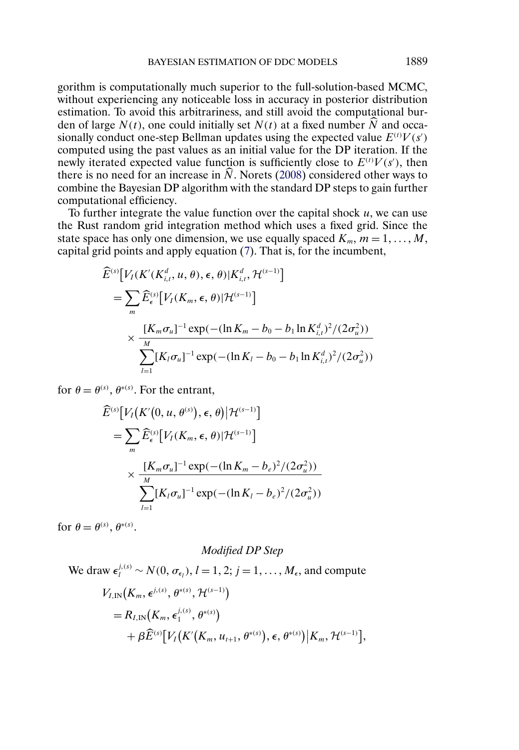gorithm is computationally much superior to the full-solution-based MCMC, without experiencing any noticeable loss in accuracy in posterior distribution estimation. To avoid this arbitrariness, and still avoid the computational burden of large $N(t)$, one could initially set $N(t)$ at a fixed number $\widehat{N}$ and occasionally conduct one-step Bellman updates using the expected value $E^{(t)}V(s')$ computed using the past values as an initial value for the DP iteration. If the newly iterated expected value function is sufficiently close to $E^{(t)}V(s')$, then there is no need for an increase in $\widehat{N}$. Norets (2008) considered other ways to combine the Bayesian DP algorithm with the standard DP steps to gain further computational efficiency.

To further integrate the value function over the capital shock $u$, we can use the Rust random grid integration method which uses a fixed grid. Since the state space has only one dimension, we use equally spaced $K_m$, $m = 1, \dots, M$, capital grid points and apply equation (7). That is, for the incumbent,

$$
\begin{aligned}
&\widehat{E}^{(s)}\big[V_I(K'(K^d_{i,t}, u, \theta), \epsilon, \theta) | K^d_{i,t}, \mathcal{H}^{(s-1)}\big] \\
&= \sum_m \widehat{E}^{(s)}_\epsilon\big[V_I(K_m, \epsilon, \theta) | \mathcal{H}^{(s-1)}\big] \\
&\quad \times \frac{[K_m \sigma_u]^{-1} \exp(-(\ln K_m - b_0 - b_1 \ln K^d_{i,t})^2/(2\sigma_u^2))}{\sum_{l=1}^{M} [K_l \sigma_u]^{-1} \exp(-(\ln K_l - b_0 - b_1 \ln K^d_{i,t})^2/(2\sigma_u^2))}
\end{aligned}
$$

for $\theta = \theta^{(s)}, \theta^{*(s)}$. For the entrant,

$$
\begin{aligned}
&\widehat{E}^{(s)}\big[V_I\big(K'\big(0, u, \theta^{(s)}\big), \epsilon, \theta\big) \big| \mathcal{H}^{(s-1)}\big] \\
&= \sum_m \widehat{E}^{(s)}_\epsilon\big[V_I(K_m, \epsilon, \theta) | \mathcal{H}^{(s-1)}\big] \\
&\quad \times \frac{[K_m \sigma_u]^{-1} \exp(-(\ln K_m - b_e)^2/(2\sigma_u^2))}{\sum_{l=1}^{M} [K_l \sigma_u]^{-1} \exp(-(\ln K_l - b_e)^2/(2\sigma_u^2))}
\end{aligned}
$$

for $\theta = \theta^{(s)}, \theta^{*(s)}$.

### *Modified DP Step*

We draw $\epsilon_l^{j,(s)} \sim N(0, \sigma_{\epsilon_l})$, $l = 1, 2$; $j = 1, \dots, M_\epsilon$, and compute

$$
\begin{aligned}
&V_{I,\mathrm{IN}}\big(K_m, \epsilon^{j,(s)}, \theta^{*(s)}, \mathcal{H}^{(s-1)}\big) \\
&= R_{I,\mathrm{IN}}\big(K_m, \epsilon_1^{j,(s)}, \theta^{*(s)}\big) \\
&\quad + \beta \widehat{E}^{(s)}\big[V_I\big(K'\big(K_m, u_{t+1}, \theta^{*(s)}\big), \epsilon, \theta^{*(s)}\big) \big| K_m, \mathcal{H}^{(s-1)}\big],
\end{aligned}
$$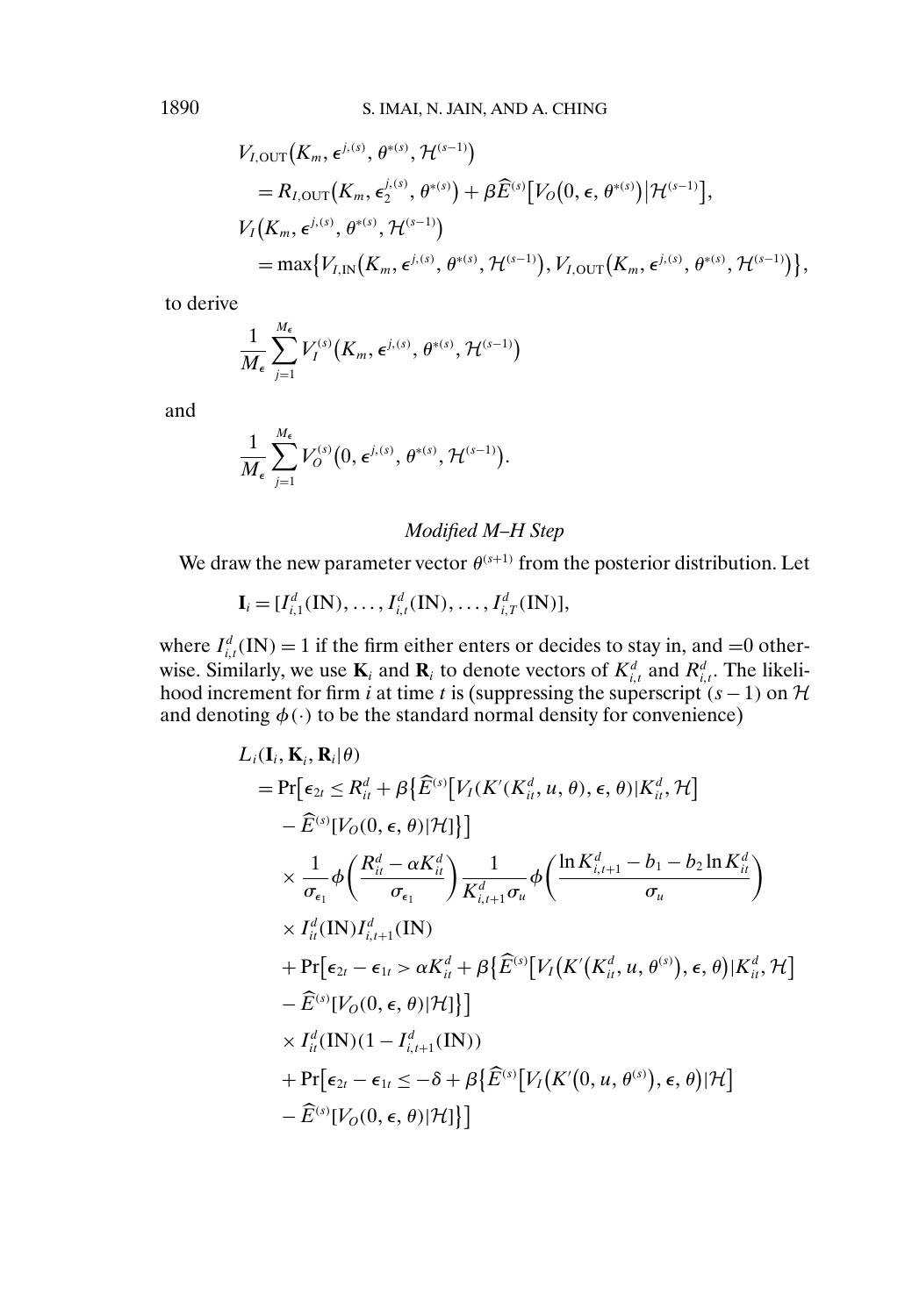$$
\begin{aligned}
&V_{I,\text{OUT}}\big(K_m, \epsilon^{j,(s)}, \theta^{*(s)}, \mathcal{H}^{(s-1)}\big) \\
&\quad = R_{I,\text{OUT}}\big(K_m, \epsilon_2^{j,(s)}, \theta^{*(s)}\big) + \beta \widehat{E}^{(s)}\big[V_O\big(0, \epsilon, \theta^{*(s)}\big)\big|\mathcal{H}^{(s-1)}\big], \\
&V_I\big(K_m, \epsilon^{j,(s)}, \theta^{*(s)}, \mathcal{H}^{(s-1)}\big) \\
&\quad = \max\big\{V_{I,\text{IN}}\big(K_m, \epsilon^{j,(s)}, \theta^{*(s)}, \mathcal{H}^{(s-1)}\big), V_{I,\text{OUT}}\big(K_m, \epsilon^{j,(s)}, \theta^{*(s)}, \mathcal{H}^{(s-1)}\big)\big\},
\end{aligned}
$$

to derive

$$
\frac{1}{M_\epsilon}\sum_{j=1}^{M_\epsilon} V_I^{(s)}\big(K_m, \epsilon^{j,(s)}, \theta^{*(s)}, \mathcal{H}^{(s-1)}\big)
$$

and

$$
\frac{1}{M_\epsilon}\sum_{j=1}^{M_\epsilon} V_O^{(s)}\big(0, \epsilon^{j,(s)}, \theta^{*(s)}, \mathcal{H}^{(s-1)}\big).
$$

*Modified M–H Step*

We draw the new parameter vector $\theta^{(s+1)}$ from the posterior distribution. Let

$$
\mathbf{I}_i = [I_{i,1}^d(\text{IN}), \ldots, I_{i,t}^d(\text{IN}), \ldots, I_{i,T}^d(\text{IN})],
$$

where $I_{i,t}^d(\text{IN}) = 1$ if the firm either enters or decides to stay in, and $=0$ otherwise. Similarly, we use $\mathbf{K}_i$ and $\mathbf{R}_i$ to denote vectors of $K_{i,t}^d$ and $R_{i,t}^d$. The likelihood increment for firm $i$ at time $t$ is (suppressing the superscript $(s-1)$ on $\mathcal{H}$ and denoting $\phi(\cdot)$ to be the standard normal density for convenience)

$$
\begin{aligned}
&L_i(\mathbf{I}_i, \mathbf{K}_i, \mathbf{R}_i|\theta) \\
&\quad = \Pr\big[\epsilon_{2t} \le R_{it}^d + \beta\big\{\widehat{E}^{(s)}\big[V_I(K'(K_{it}^d, u, \theta), \epsilon, \theta)|K_{it}^d, \mathcal{H}\big] \\
&\qquad - \widehat{E}^{(s)}[V_O(0, \epsilon, \theta)|\mathcal{H}]\big\}\big] \\
&\qquad \times \frac{1}{\sigma_{\epsilon_1}}\phi\bigg(\frac{R_{it}^d - \alpha K_{it}^d}{\sigma_{\epsilon_1}}\bigg)\frac{1}{K_{i,t+1}^d \sigma_u}\phi\bigg(\frac{\ln K_{i,t+1}^d - b_1 - b_2 \ln K_{it}^d}{\sigma_u}\bigg) \\
&\qquad \times I_{it}^d(\text{IN}) I_{i,t+1}^d(\text{IN}) \\
&\qquad + \Pr\big[\epsilon_{2t} - \epsilon_{1t} > \alpha K_{it}^d + \beta\big\{\widehat{E}^{(s)}\big[V_I\big(K'\big(K_{it}^d, u, \theta^{(s)}\big), \epsilon, \theta\big)|K_{it}^d, \mathcal{H}\big] \\
&\qquad - \widehat{E}^{(s)}[V_O(0, \epsilon, \theta)|\mathcal{H}]\big\}\big] \\
&\qquad \times I_{it}^d(\text{IN})(1 - I_{i,t+1}^d(\text{IN})) \\
&\qquad + \Pr\big[\epsilon_{2t} - \epsilon_{1t} \le -\delta + \beta\big\{\widehat{E}^{(s)}\big[V_I\big(K'\big(0, u, \theta^{(s)}\big), \epsilon, \theta\big)|\mathcal{H}\big] \\
&\qquad - \widehat{E}^{(s)}[V_O(0, \epsilon, \theta)|\mathcal{H}]\big\}\big]
\end{aligned}
$$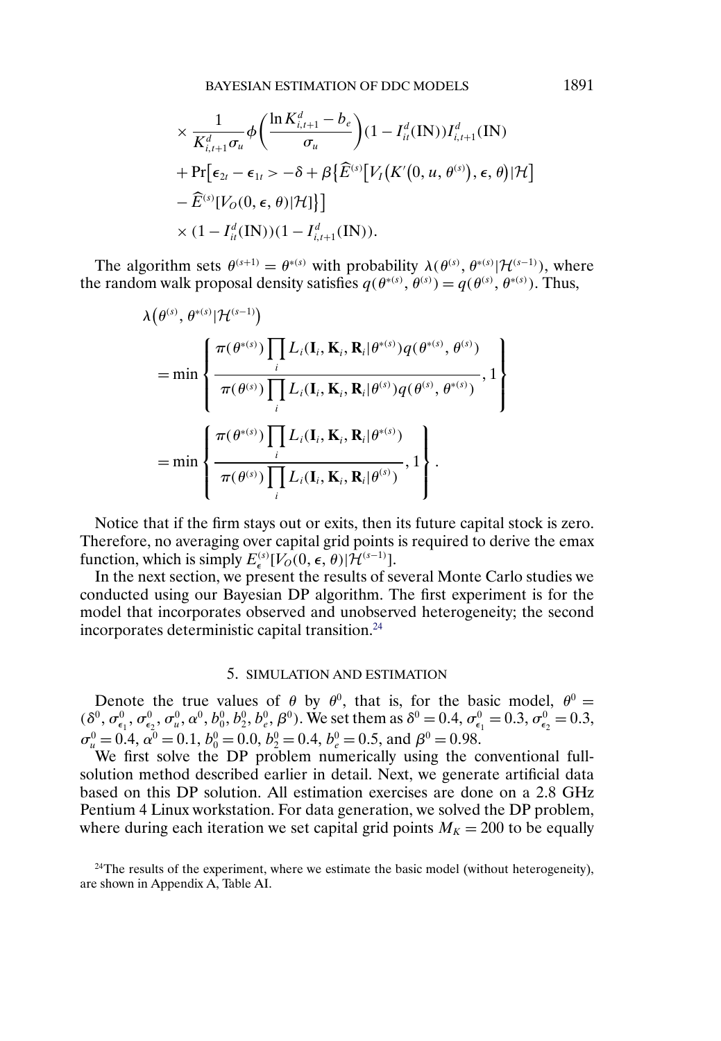$$
\times \frac{1}{K^d_{i,t+1}\sigma_u}\phi\left(\frac{\ln K^d_{i,t+1} - b_e}{\sigma_u}\right)(1 - I^d_{it}(\text{IN}))I^d_{i,t+1}(\text{IN})
$$

$$
+ \Pr\left[\epsilon_{2t} - \epsilon_{1t} > -\delta + \beta\left\{\widehat{E}^{(s)}\left[V_I\left(K'\left(0, u, \theta^{(s)}\right), \epsilon, \theta\right)|\mathcal{H}\right] - \widehat{E}^{(s)}[V_O(0, \epsilon, \theta)|\mathcal{H}]\right\}\right]
$$

$$
\times (1 - I^d_{it}(\text{IN}))(1 - I^d_{i,t+1}(\text{IN})).
$$

The algorithm sets $\theta^{(s+1)} = \theta^{*(s)}$ with probability $\lambda(\theta^{(s)}, \theta^{*(s)}|\mathcal{H}^{(s-1)})$, where the random walk proposal density satisfies $q(\theta^{*(s)}, \theta^{(s)}) = q(\theta^{(s)}, \theta^{*(s)})$. Thus,

$$
\lambda\left(\theta^{(s)}, \theta^{*(s)}|\mathcal{H}^{(s-1)}\right)
= \min\left\{\frac{\pi(\theta^{*(s)})\prod_i L_i(\mathbf{I}_i, \mathbf{K}_i, \mathbf{R}_i|\theta^{*(s)})q(\theta^{*(s)}, \theta^{(s)})}{\pi(\theta^{(s)})\prod_i L_i(\mathbf{I}_i, \mathbf{K}_i, \mathbf{R}_i|\theta^{(s)})q(\theta^{(s)}, \theta^{*(s)})}, 1\right\}
$$

$$
= \min\left\{\frac{\pi(\theta^{*(s)})\prod_i L_i(\mathbf{I}_i, \mathbf{K}_i, \mathbf{R}_i|\theta^{*(s)})}{\pi(\theta^{(s)})\prod_i L_i(\mathbf{I}_i, \mathbf{K}_i, \mathbf{R}_i|\theta^{(s)})}, 1\right\}.
$$

Notice that if the firm stays out or exits, then its future capital stock is zero. Therefore, no averaging over capital grid points is required to derive the emax function, which is simply $E^{(s)}_{\epsilon}[V_O(0, \epsilon, \theta)|\mathcal{H}^{(s-1)}]$.

In the next section, we present the results of several Monte Carlo studies we conducted using our Bayesian DP algorithm. The first experiment is for the model that incorporates observed and unobserved heterogeneity; the second incorporates deterministic capital transition.[24]

## 5. SIMULATION AND ESTIMATION

Denote the true values of $\theta$ by $\theta^0$, that is, for the basic model, $\theta^0 = (\delta^0, \sigma^0_{\epsilon_1}, \sigma^0_{\epsilon_2}, \sigma^0_u, \alpha^0, b^0_0, b^0_2, b^0_e, \beta^0)$. We set them as $\delta^0 = 0.4$, $\sigma^0_{\epsilon_1} = 0.3$, $\sigma^0_{\epsilon_2} = 0.3$, $\sigma^0_u = 0.4$, $\alpha^0 = 0.1$, $b^0_0 = 0.0$, $b^0_2 = 0.4$, $b^0_e = 0.5$, and $\beta^0 = 0.98$.

We first solve the DP problem numerically using the conventional full-solution method described earlier in detail. Next, we generate artificial data based on this DP solution. All estimation exercises are done on a 2.8 GHz Pentium 4 Linux workstation. For data generation, we solved the DP problem, where during each iteration we set capital grid points $M_K = 200$ to be equally

[24] The results of the experiment, where we estimate the basic model (without heterogeneity), are shown in Appendix A, Table AI.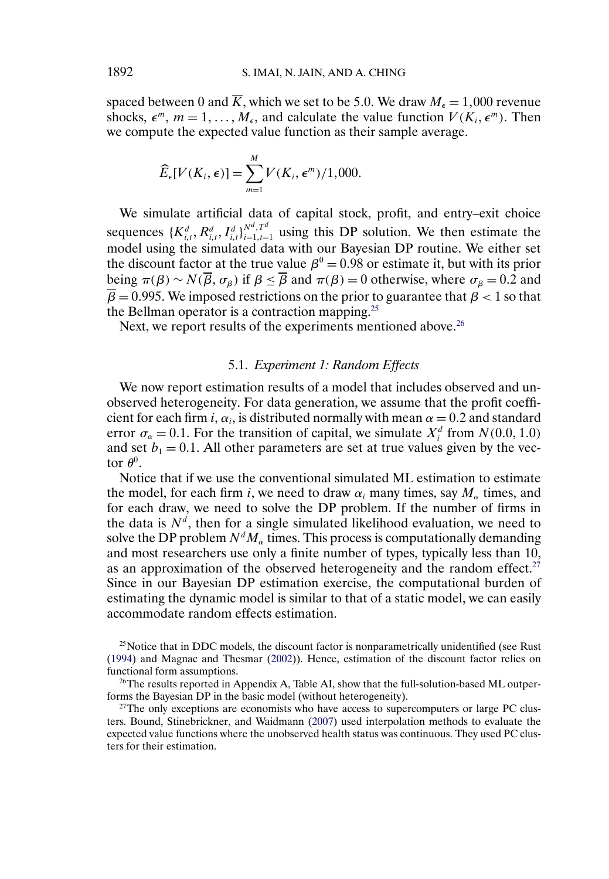spaced between 0 and $\overline{K}$, which we set to be 5.0. We draw $M_\epsilon = 1{,}000$ revenue shocks, $\epsilon^m$, $m = 1, \ldots, M_\epsilon$, and calculate the value function $V(K_i, \epsilon^m)$. Then we compute the expected value function as their sample average.

$$\widehat{E}_\epsilon[V(K_i, \epsilon)] = \sum_{m=1}^{M} V(K_i, \epsilon^m)/1{,}000.$$

We simulate artificial data of capital stock, profit, and entry–exit choice sequences $\{K_{i,t}^d, R_{i,t}^d, I_{i,t}^d\}_{i=1,t=1}^{N^d,T^d}$ using this DP solution. We then estimate the model using the simulated data with our Bayesian DP routine. We either set the discount factor at the true value $\beta^0 = 0.98$ or estimate it, but with its prior being $\pi(\beta) \sim N(\overline{\beta}, \sigma_\beta)$ if $\beta \leq \overline{\beta}$ and $\pi(\beta) = 0$ otherwise, where $\sigma_\beta = 0.2$ and $\overline{\beta} = 0.995$. We imposed restrictions on the prior to guarantee that $\beta < 1$ so that the Bellman operator is a contraction mapping.[25]

Next, we report results of the experiments mentioned above.[26]

### 5.1. *Experiment 1: Random Effects*

We now report estimation results of a model that includes observed and unobserved heterogeneity. For data generation, we assume that the profit coefficient for each firm $i$, $\alpha_i$, is distributed normally with mean $\alpha = 0.2$ and standard error $\sigma_\alpha = 0.1$. For the transition of capital, we simulate $X_i^d$ from $N(0.0, 1.0)$ and set $b_1 = 0.1$. All other parameters are set at true values given by the vector $\theta^0$.

Notice that if we use the conventional simulated ML estimation to estimate the model, for each firm $i$, we need to draw $\alpha_i$ many times, say $M_\alpha$ times, and for each draw, we need to solve the DP problem. If the number of firms in the data is $N^d$, then for a single simulated likelihood evaluation, we need to solve the DP problem $N^d M_\alpha$ times. This process is computationally demanding and most researchers use only a finite number of types, typically less than 10, as an approximation of the observed heterogeneity and the random effect.[27] Since in our Bayesian DP estimation exercise, the computational burden of estimating the dynamic model is similar to that of a static model, we can easily accommodate random effects estimation.

[25]Notice that in DDC models, the discount factor is nonparametrically unidentified (see Rust (1994) and Magnac and Thesmar (2002)). Hence, estimation of the discount factor relies on functional form assumptions.

[26]The results reported in Appendix A, Table AI, show that the full-solution-based ML outperforms the Bayesian DP in the basic model (without heterogeneity).

[27]The only exceptions are economists who have access to supercomputers or large PC clusters. Bound, Stinebrickner, and Waidmann (2007) used interpolation methods to evaluate the expected value functions where the unobserved health status was continuous. They used PC clusters for their estimation.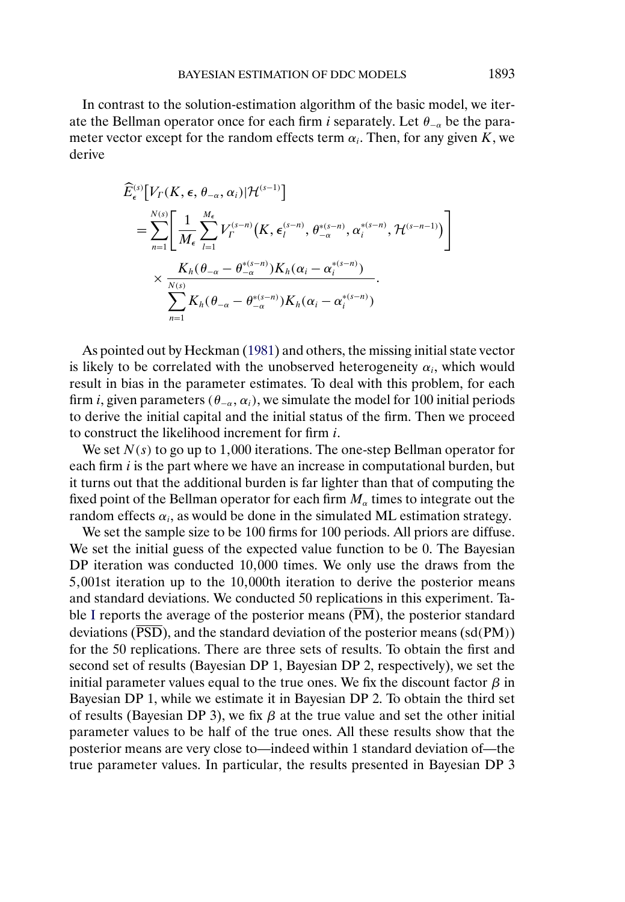In contrast to the solution-estimation algorithm of the basic model, we iterate the Bellman operator once for each firm $i$ separately. Let $\theta_{-\alpha}$ be the parameter vector except for the random effects term $\alpha_i$. Then, for any given $K$, we derive

$$
\begin{aligned}
&\widehat{E}_{\epsilon}^{(s)}\big[V_{\Gamma}(K, \epsilon, \theta_{-\alpha}, \alpha_i)|\mathcal{H}^{(s-1)}\big] \\
&\quad = \sum_{n=1}^{N(s)} \left[ \frac{1}{M_{\epsilon}} \sum_{l=1}^{M_{\epsilon}} V_{\Gamma}^{(s-n)}\big(K, \epsilon_l^{(s-n)}, \theta_{-\alpha}^{*(s-n)}, \alpha_i^{*(s-n)}, \mathcal{H}^{(s-n-1)}\big) \right] \\
&\qquad \times \frac{K_h(\theta_{-\alpha} - \theta_{-\alpha}^{*(s-n)}) K_h(\alpha_i - \alpha_i^{*(s-n)})}{\sum_{n=1}^{N(s)} K_h(\theta_{-\alpha} - \theta_{-\alpha}^{*(s-n)}) K_h(\alpha_i - \alpha_i^{*(s-n)})}.
\end{aligned}
$$

As pointed out by Heckman (1981) and others, the missing initial state vector is likely to be correlated with the unobserved heterogeneity $\alpha_i$, which would result in bias in the parameter estimates. To deal with this problem, for each firm $i$, given parameters $(\theta_{-\alpha}, \alpha_i)$, we simulate the model for 100 initial periods to derive the initial capital and the initial status of the firm. Then we proceed to construct the likelihood increment for firm $i$.

We set $N(s)$ to go up to 1,000 iterations. The one-step Bellman operator for each firm $i$ is the part where we have an increase in computational burden, but it turns out that the additional burden is far lighter than that of computing the fixed point of the Bellman operator for each firm $M_{\alpha}$ times to integrate out the random effects $\alpha_i$, as would be done in the simulated ML estimation strategy.

We set the sample size to be 100 firms for 100 periods. All priors are diffuse. We set the initial guess of the expected value function to be 0. The Bayesian DP iteration was conducted 10,000 times. We only use the draws from the 5,001st iteration up to the 10,000th iteration to derive the posterior means and standard deviations. We conducted 50 replications in this experiment. Table I reports the average of the posterior means ($\overline{\text{PM}}$), the posterior standard deviations ($\overline{\text{PSD}}$), and the standard deviation of the posterior means (sd(PM)) for the 50 replications. There are three sets of results. To obtain the first and second set of results (Bayesian DP 1, Bayesian DP 2, respectively), we set the initial parameter values equal to the true ones. We fix the discount factor $\beta$ in Bayesian DP 1, while we estimate it in Bayesian DP 2. To obtain the third set of results (Bayesian DP 3), we fix $\beta$ at the true value and set the other initial parameter values to be half of the true ones. All these results show that the posterior means are very close to—indeed within 1 standard deviation of—the true parameter values. In particular, the results presented in Bayesian DP 3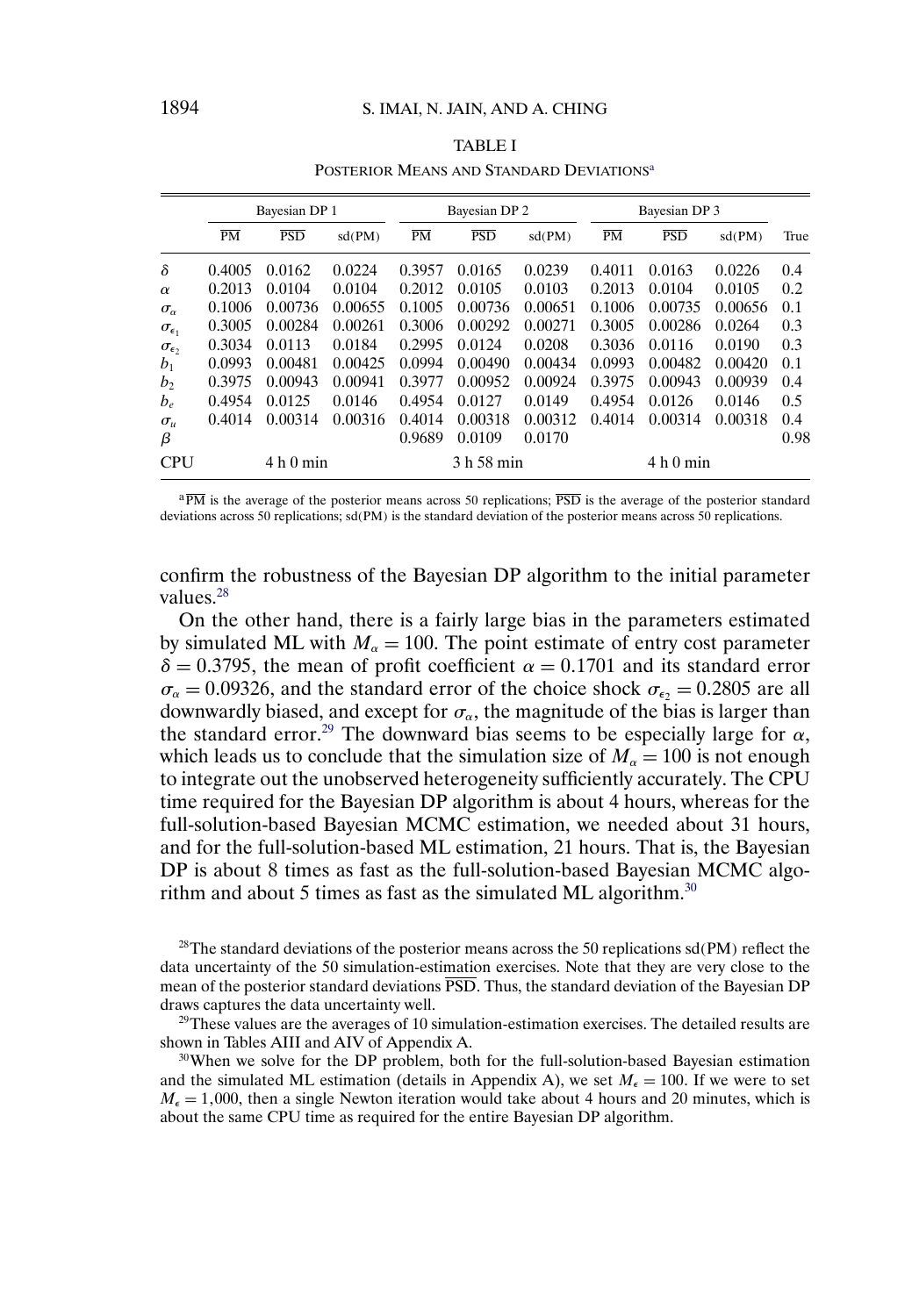TABLE I

POSTERIOR MEANS AND STANDARD DEVIATIONS[a]

| | Bayesian DP 1 | | | Bayesian DP 2 | | | Bayesian DP 3 | | | |
|---|---|---|---|---|---|---|---|---|---|---|
| | $\overline{\text{PM}}$ | $\overline{\text{PSD}}$ | sd(PM) | $\overline{\text{PM}}$ | $\overline{\text{PSD}}$ | sd(PM) | $\overline{\text{PM}}$ | $\overline{\text{PSD}}$ | sd(PM) | True |
| $\delta$ | 0.4005 | 0.0162 | 0.0224 | 0.3957 | 0.0165 | 0.0239 | 0.4011 | 0.0163 | 0.0226 | 0.4 |
| $\alpha$ | 0.2013 | 0.0104 | 0.0104 | 0.2012 | 0.0105 | 0.0103 | 0.2013 | 0.0104 | 0.0105 | 0.2 |
| $\sigma_\alpha$ | 0.1006 | 0.00736 | 0.00655 | 0.1005 | 0.00736 | 0.00651 | 0.1006 | 0.00735 | 0.00656 | 0.1 |
| $\sigma_{\epsilon_1}$ | 0.3005 | 0.00284 | 0.00261 | 0.3006 | 0.00292 | 0.00271 | 0.3005 | 0.00286 | 0.0264 | 0.3 |
| $\sigma_{\epsilon_2}$ | 0.3034 | 0.0113 | 0.0184 | 0.2995 | 0.0124 | 0.0208 | 0.3036 | 0.0116 | 0.0190 | 0.3 |
| $b_1$ | 0.0993 | 0.00481 | 0.00425 | 0.0994 | 0.00490 | 0.00434 | 0.0993 | 0.00482 | 0.00420 | 0.1 |
| $b_2$ | 0.3975 | 0.00943 | 0.00941 | 0.3977 | 0.00952 | 0.00924 | 0.3975 | 0.00943 | 0.00939 | 0.4 |
| $b_e$ | 0.4954 | 0.0125 | 0.0146 | 0.4954 | 0.0127 | 0.0149 | 0.4954 | 0.0126 | 0.0146 | 0.5 |
| $\sigma_u$ | 0.4014 | 0.00314 | 0.00316 | 0.4014 | 0.00318 | 0.00312 | 0.4014 | 0.00314 | 0.00318 | 0.4 |
| $\beta$ | | | | 0.9689 | 0.0109 | 0.0170 | | | | 0.98 |
| CPU | | 4 h 0 min | | | 3 h 58 min | | | 4 h 0 min | | |

[a] $\overline{\text{PM}}$ is the average of the posterior means across 50 replications; $\overline{\text{PSD}}$ is the average of the posterior standard deviations across 50 replications; sd(PM) is the standard deviation of the posterior means across 50 replications.

confirm the robustness of the Bayesian DP algorithm to the initial parameter values.[28]

On the other hand, there is a fairly large bias in the parameters estimated by simulated ML with $M_\alpha = 100$. The point estimate of entry cost parameter $\delta = 0.3795$, the mean of profit coefficient $\alpha = 0.1701$ and its standard error $\sigma_\alpha = 0.09326$, and the standard error of the choice shock $\sigma_{\epsilon_2} = 0.2805$ are all downwardly biased, and except for $\sigma_\alpha$, the magnitude of the bias is larger than the standard error.[29] The downward bias seems to be especially large for $\alpha$, which leads us to conclude that the simulation size of $M_\alpha = 100$ is not enough to integrate out the unobserved heterogeneity sufficiently accurately. The CPU time required for the Bayesian DP algorithm is about 4 hours, whereas for the full-solution-based Bayesian MCMC estimation, we needed about 31 hours, and for the full-solution-based ML estimation, 21 hours. That is, the Bayesian DP is about 8 times as fast as the full-solution-based Bayesian MCMC algorithm and about 5 times as fast as the simulated ML algorithm.[30]

[28] The standard deviations of the posterior means across the 50 replications sd(PM) reflect the data uncertainty of the 50 simulation-estimation exercises. Note that they are very close to the mean of the posterior standard deviations $\overline{\text{PSD}}$. Thus, the standard deviation of the Bayesian DP draws captures the data uncertainty well.

[29] These values are the averages of 10 simulation-estimation exercises. The detailed results are shown in Tables AIII and AIV of Appendix A.

[30] When we solve for the DP problem, both for the full-solution-based Bayesian estimation and the simulated ML estimation (details in Appendix A), we set $M_\epsilon = 100$. If we were to set $M_\epsilon = 1{,}000$, then a single Newton iteration would take about 4 hours and 20 minutes, which is about the same CPU time as required for the entire Bayesian DP algorithm.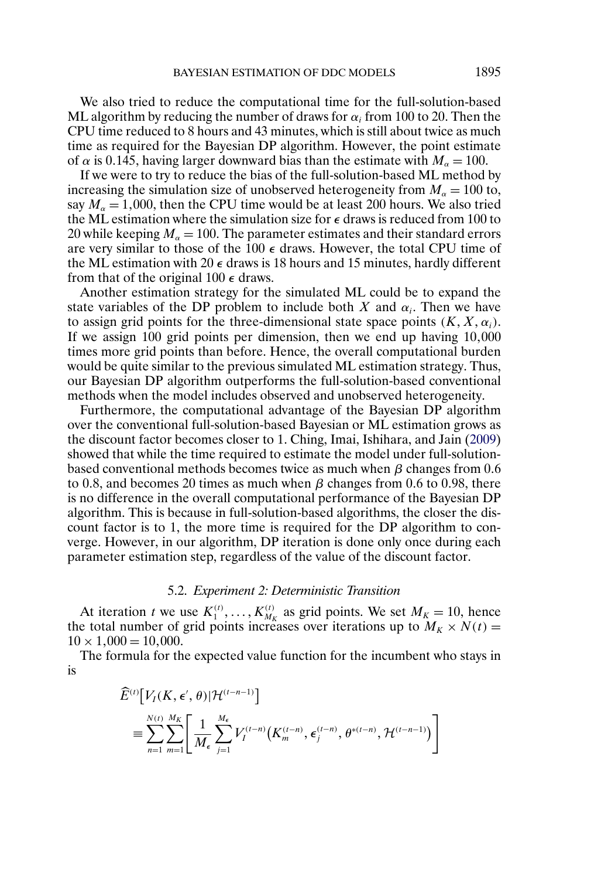We also tried to reduce the computational time for the full-solution-based ML algorithm by reducing the number of draws for $\alpha_i$ from 100 to 20. Then the CPU time reduced to 8 hours and 43 minutes, which is still about twice as much time as required for the Bayesian DP algorithm. However, the point estimate of $\alpha$ is 0.145, having larger downward bias than the estimate with $M_\alpha = 100$.

If we were to try to reduce the bias of the full-solution-based ML method by increasing the simulation size of unobserved heterogeneity from $M_\alpha = 100$ to, say $M_\alpha = 1{,}000$, then the CPU time would be at least 200 hours. We also tried the ML estimation where the simulation size for $\epsilon$ draws is reduced from 100 to 20 while keeping $M_\alpha = 100$. The parameter estimates and their standard errors are very similar to those of the 100 $\epsilon$ draws. However, the total CPU time of the ML estimation with 20 $\epsilon$ draws is 18 hours and 15 minutes, hardly different from that of the original 100 $\epsilon$ draws.

Another estimation strategy for the simulated ML could be to expand the state variables of the DP problem to include both $X$ and $\alpha_i$. Then we have to assign grid points for the three-dimensional state space points $(K, X, \alpha_i)$. If we assign 100 grid points per dimension, then we end up having 10,000 times more grid points than before. Hence, the overall computational burden would be quite similar to the previous simulated ML estimation strategy. Thus, our Bayesian DP algorithm outperforms the full-solution-based conventional methods when the model includes observed and unobserved heterogeneity.

Furthermore, the computational advantage of the Bayesian DP algorithm over the conventional full-solution-based Bayesian or ML estimation grows as the discount factor becomes closer to 1. Ching, Imai, Ishihara, and Jain (2009) showed that while the time required to estimate the model under full-solution-based conventional methods becomes twice as much when $\beta$ changes from 0.6 to 0.8, and becomes 20 times as much when $\beta$ changes from 0.6 to 0.98, there is no difference in the overall computational performance of the Bayesian DP algorithm. This is because in full-solution-based algorithms, the closer the discount factor is to 1, the more time is required for the DP algorithm to converge. However, in our algorithm, DP iteration is done only once during each parameter estimation step, regardless of the value of the discount factor.

### 5.2. *Experiment 2: Deterministic Transition*

At iteration $t$ we use $K_1^{(t)}, \dots, K_{M_K}^{(t)}$ as grid points. We set $M_K = 10$, hence the total number of grid points increases over iterations up to $M_K \times N(t) = 10 \times 1{,}000 = 10{,}000$.

The formula for the expected value function for the incumbent who stays in is

$$
\begin{aligned}
&\widehat{E}^{(t)}\big[V_I(K, \epsilon', \theta)|\mathcal{H}^{(t-n-1)}\big] \\
&\quad \equiv \sum_{n=1}^{N(t)} \sum_{m=1}^{M_K} \left[ \frac{1}{M_\epsilon} \sum_{j=1}^{M_\epsilon} V_I^{(t-n)}\big(K_m^{(t-n)}, \epsilon_j^{(t-n)}, \theta^{*(t-n)}, \mathcal{H}^{(t-n-1)}\big) \right]
\end{aligned}
$$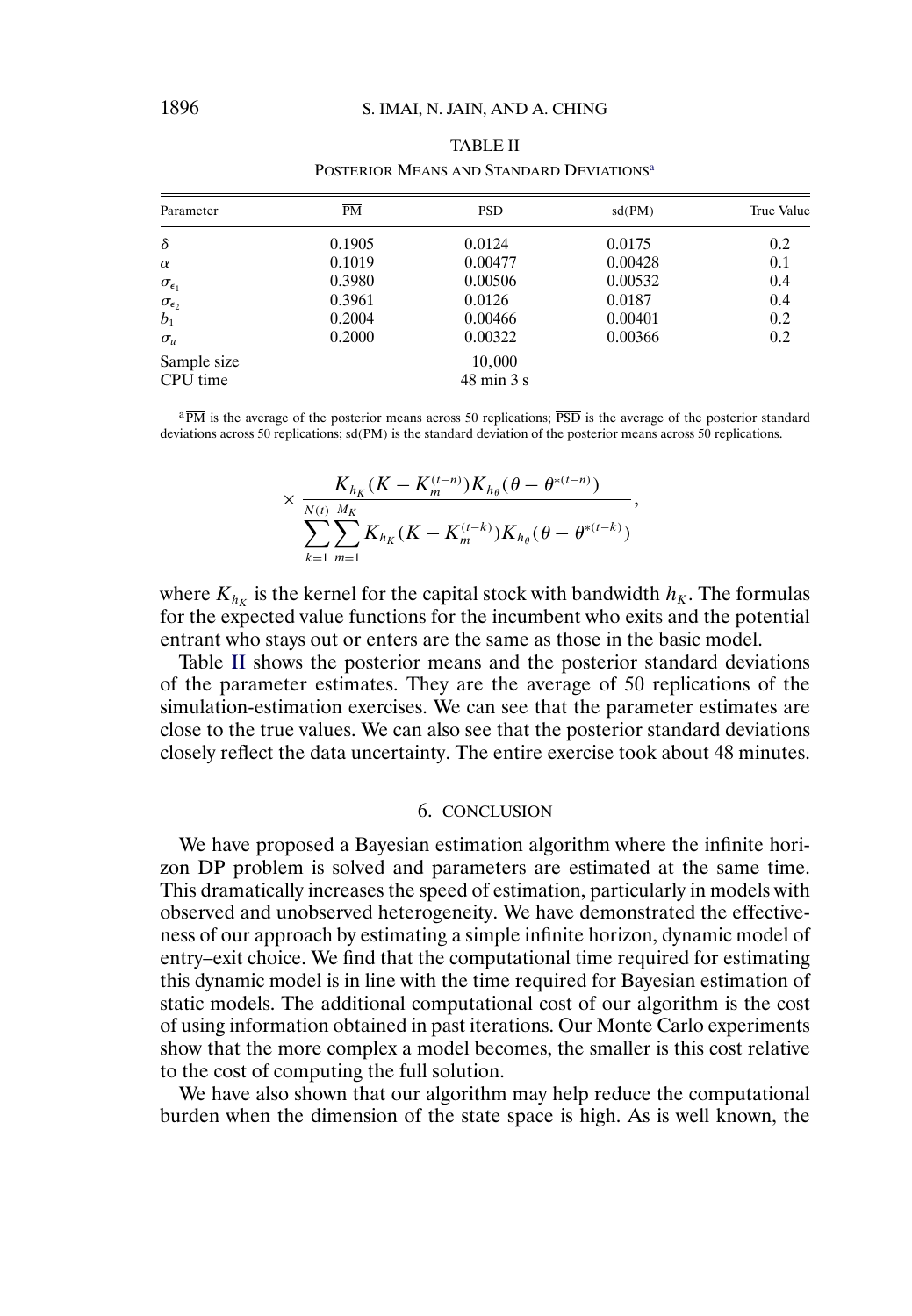TABLE II

POSTERIOR MEANS AND STANDARD DEVIATIONS[a]

| Parameter | $\overline{\text{PM}}$ | $\overline{\text{PSD}}$ | sd(PM) | True Value |
|---|---|---|---|---|
| $\delta$ | 0.1905 | 0.0124 | 0.0175 | 0.2 |
| $\alpha$ | 0.1019 | 0.00477 | 0.00428 | 0.1 |
| $\sigma_{\epsilon_1}$ | 0.3980 | 0.00506 | 0.00532 | 0.4 |
| $\sigma_{\epsilon_2}$ | 0.3961 | 0.0126 | 0.0187 | 0.4 |
| $b_1$ | 0.2004 | 0.00466 | 0.00401 | 0.2 |
| $\sigma_u$ | 0.2000 | 0.00322 | 0.00366 | 0.2 |
| Sample size | | 10,000 | | |
| CPU time | | 48 min 3 s | | |

[a] $\overline{\text{PM}}$ is the average of the posterior means across 50 replications; $\overline{\text{PSD}}$ is the average of the posterior standard deviations across 50 replications; sd(PM) is the standard deviation of the posterior means across 50 replications.

$$\times \frac{K_{h_K}(K - K_m^{(t-n)})K_{h_\theta}(\theta - \theta^{*(t-n)})}{\sum_{k=1}^{N(t)} \sum_{m=1}^{M_K} K_{h_K}(K - K_m^{(t-k)})K_{h_\theta}(\theta - \theta^{*(t-k)})},$$

where $K_{h_K}$ is the kernel for the capital stock with bandwidth $h_K$. The formulas for the expected value functions for the incumbent who exits and the potential entrant who stays out or enters are the same as those in the basic model.

Table II shows the posterior means and the posterior standard deviations of the parameter estimates. They are the average of 50 replications of the simulation-estimation exercises. We can see that the parameter estimates are close to the true values. We can also see that the posterior standard deviations closely reflect the data uncertainty. The entire exercise took about 48 minutes.

## 6. CONCLUSION

We have proposed a Bayesian estimation algorithm where the infinite horizon DP problem is solved and parameters are estimated at the same time. This dramatically increases the speed of estimation, particularly in models with observed and unobserved heterogeneity. We have demonstrated the effectiveness of our approach by estimating a simple infinite horizon, dynamic model of entry–exit choice. We find that the computational time required for estimating this dynamic model is in line with the time required for Bayesian estimation of static models. The additional computational cost of our algorithm is the cost of using information obtained in past iterations. Our Monte Carlo experiments show that the more complex a model becomes, the smaller is this cost relative to the cost of computing the full solution.

We have also shown that our algorithm may help reduce the computational burden when the dimension of the state space is high. As is well known, the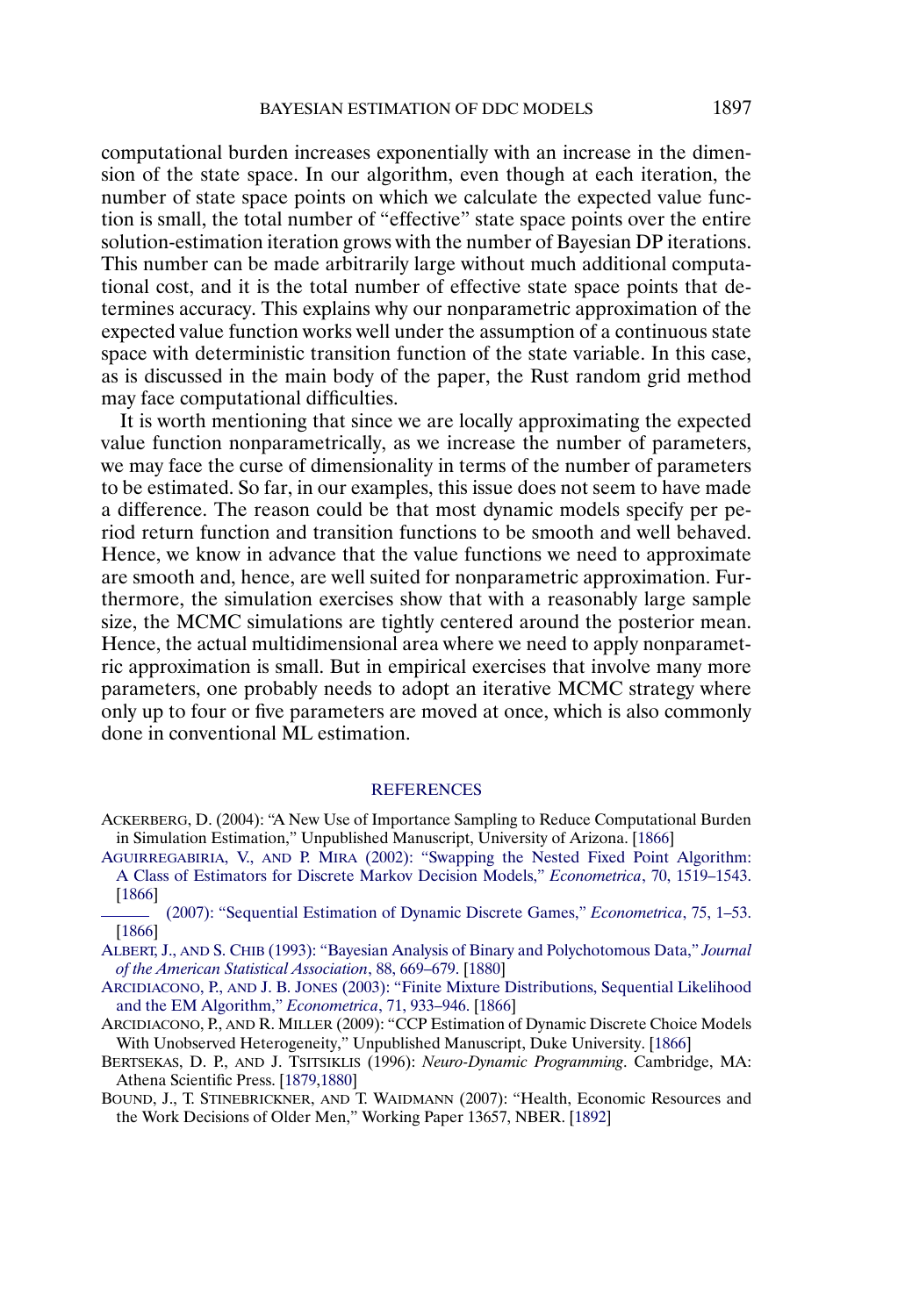computational burden increases exponentially with an increase in the dimension of the state space. In our algorithm, even though at each iteration, the number of state space points on which we calculate the expected value function is small, the total number of "effective" state space points over the entire solution-estimation iteration grows with the number of Bayesian DP iterations. This number can be made arbitrarily large without much additional computational cost, and it is the total number of effective state space points that determines accuracy. This explains why our nonparametric approximation of the expected value function works well under the assumption of a continuous state space with deterministic transition function of the state variable. In this case, as is discussed in the main body of the paper, the Rust random grid method may face computational difficulties.

It is worth mentioning that since we are locally approximating the expected value function nonparametrically, as we increase the number of parameters, we may face the curse of dimensionality in terms of the number of parameters to be estimated. So far, in our examples, this issue does not seem to have made a difference. The reason could be that most dynamic models specify per period return function and transition functions to be smooth and well behaved. Hence, we know in advance that the value functions we need to approximate are smooth and, hence, are well suited for nonparametric approximation. Furthermore, the simulation exercises show that with a reasonably large sample size, the MCMC simulations are tightly centered around the posterior mean. Hence, the actual multidimensional area where we need to apply nonparametric approximation is small. But in empirical exercises that involve many more parameters, one probably needs to adopt an iterative MCMC strategy where only up to four or five parameters are moved at once, which is also commonly done in conventional ML estimation.

## REFERENCES

ACKERBERG, D. (2004): "A New Use of Importance Sampling to Reduce Computational Burden in Simulation Estimation," Unpublished Manuscript, University of Arizona. [1866]

AGUIRREGABIRIA, V., AND P. MIRA (2002): "Swapping the Nested Fixed Point Algorithm: A Class of Estimators for Discrete Markov Decision Models," *Econometrica*, 70, 1519–1543. [1866]

——— (2007): "Sequential Estimation of Dynamic Discrete Games," *Econometrica*, 75, 1–53. [1866]

ALBERT, J., AND S. CHIB (1993): "Bayesian Analysis of Binary and Polychotomous Data," *Journal of the American Statistical Association*, 88, 669–679. [1880]

ARCIDIACONO, P., AND J. B. JONES (2003): "Finite Mixture Distributions, Sequential Likelihood and the EM Algorithm," *Econometrica*, 71, 933–946. [1866]

ARCIDIACONO, P., AND R. MILLER (2009): "CCP Estimation of Dynamic Discrete Choice Models With Unobserved Heterogeneity," Unpublished Manuscript, Duke University. [1866]

BERTSEKAS, D. P., AND J. TSITSIKLIS (1996): *Neuro-Dynamic Programming*. Cambridge, MA: Athena Scientific Press. [1879,1880]

BOUND, J., T. STINEBRICKNER, AND T. WAIDMANN (2007): "Health, Economic Resources and the Work Decisions of Older Men," Working Paper 13657, NBER. [1892]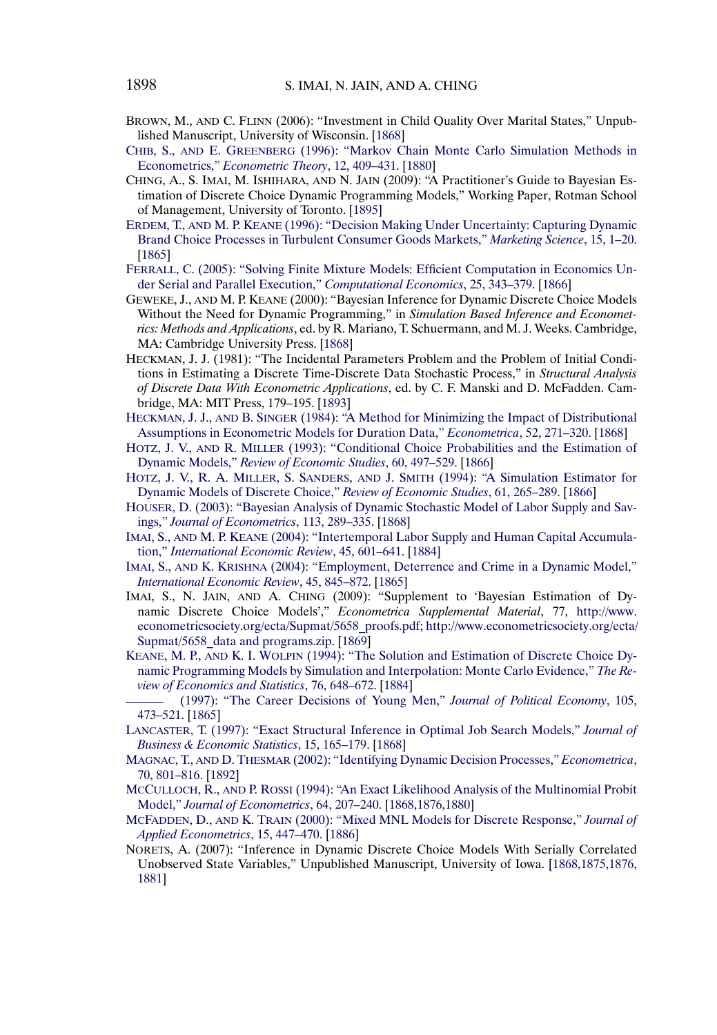BROWN, M., AND C. FLINN (2006): "Investment in Child Quality Over Marital States," Unpublished Manuscript, University of Wisconsin. [1868]

CHIB, S., AND E. GREENBERG (1996): "Markov Chain Monte Carlo Simulation Methods in Econometrics," *Econometric Theory*, 12, 409–431. [1880]

CHING, A., S. IMAI, M. ISHIHARA, AND N. JAIN (2009): "A Practitioner's Guide to Bayesian Estimation of Discrete Choice Dynamic Programming Models," Working Paper, Rotman School of Management, University of Toronto. [1895]

ERDEM, T., AND M. P. KEANE (1996): "Decision Making Under Uncertainty: Capturing Dynamic Brand Choice Processes in Turbulent Consumer Goods Markets," *Marketing Science*, 15, 1–20. [1865]

FERRALL, C. (2005): "Solving Finite Mixture Models: Efficient Computation in Economics Under Serial and Parallel Execution," *Computational Economics*, 25, 343–379. [1866]

GEWEKE, J., AND M. P. KEANE (2000): "Bayesian Inference for Dynamic Discrete Choice Models Without the Need for Dynamic Programming," in *Simulation Based Inference and Econometrics: Methods and Applications*, ed. by R. Mariano, T. Schuermann, and M. J. Weeks. Cambridge, MA: Cambridge University Press. [1868]

HECKMAN, J. J. (1981): "The Incidental Parameters Problem and the Problem of Initial Conditions in Estimating a Discrete Time-Discrete Data Stochastic Process," in *Structural Analysis of Discrete Data With Econometric Applications*, ed. by C. F. Manski and D. McFadden. Cambridge, MA: MIT Press, 179–195. [1893]

HECKMAN, J. J., AND B. SINGER (1984): "A Method for Minimizing the Impact of Distributional Assumptions in Econometric Models for Duration Data," *Econometrica*, 52, 271–320. [1868]

HOTZ, J. V., AND R. MILLER (1993): "Conditional Choice Probabilities and the Estimation of Dynamic Models," *Review of Economic Studies*, 60, 497–529. [1866]

HOTZ, J. V., R. A. MILLER, S. SANDERS, AND J. SMITH (1994): "A Simulation Estimator for Dynamic Models of Discrete Choice," *Review of Economic Studies*, 61, 265–289. [1866]

HOUSER, D. (2003): "Bayesian Analysis of Dynamic Stochastic Model of Labor Supply and Savings," *Journal of Econometrics*, 113, 289–335. [1868]

IMAI, S., AND M. P. KEANE (2004): "Intertemporal Labor Supply and Human Capital Accumulation," *International Economic Review*, 45, 601–641. [1884]

IMAI, S., AND K. KRISHNA (2004): "Employment, Deterrence and Crime in a Dynamic Model," *International Economic Review*, 45, 845–872. [1865]

IMAI, S., N. JAIN, AND A. CHING (2009): "Supplement to 'Bayesian Estimation of Dynamic Discrete Choice Models'," *Econometrica Supplemental Material*, 77, http://www.econometricsociety.org/ecta/Supmat/5658_proofs.pdf; http://www.econometricsociety.org/ecta/Supmat/5658_data and programs.zip. [1869]

KEANE, M. P., AND K. I. WOLPIN (1994): "The Solution and Estimation of Discrete Choice Dynamic Programming Models by Simulation and Interpolation: Monte Carlo Evidence," *The Review of Economics and Statistics*, 76, 648–672. [1884]

——— (1997): "The Career Decisions of Young Men," *Journal of Political Economy*, 105, 473–521. [1865]

LANCASTER, T. (1997): "Exact Structural Inference in Optimal Job Search Models," *Journal of Business & Economic Statistics*, 15, 165–179. [1868]

MAGNAC, T., AND D. THESMAR (2002): "Identifying Dynamic Decision Processes," *Econometrica*, 70, 801–816. [1892]

MCCULLOCH, R., AND P. ROSSI (1994): "An Exact Likelihood Analysis of the Multinomial Probit Model," *Journal of Econometrics*, 64, 207–240. [1868,1876,1880]

MCFADDEN, D., AND K. TRAIN (2000): "Mixed MNL Models for Discrete Response," *Journal of Applied Econometrics*, 15, 447–470. [1886]

NORETS, A. (2007): "Inference in Dynamic Discrete Choice Models With Serially Correlated Unobserved State Variables," Unpublished Manuscript, University of Iowa. [1868,1875,1876,1881]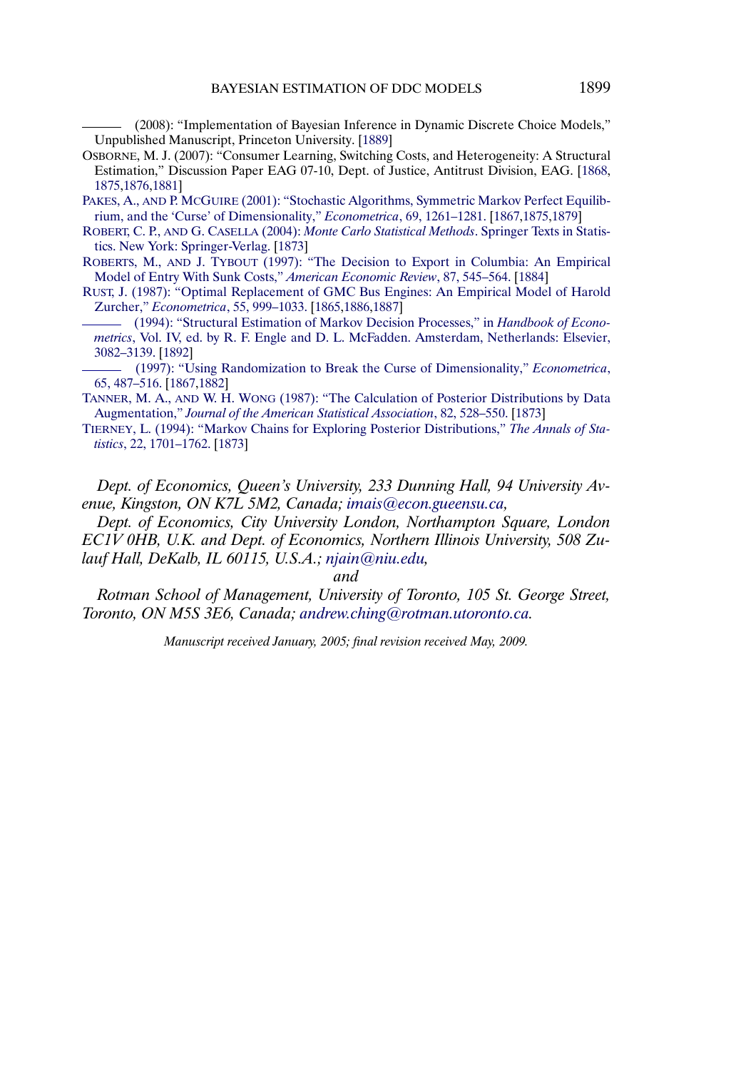——— (2008): "Implementation of Bayesian Inference in Dynamic Discrete Choice Models," Unpublished Manuscript, Princeton University. [1889]

OSBORNE, M. J. (2007): "Consumer Learning, Switching Costs, and Heterogeneity: A Structural Estimation," Discussion Paper EAG 07-10, Dept. of Justice, Antitrust Division, EAG. [1868, 1875,1876,1881]

PAKES, A., AND P. MCGUIRE (2001): "Stochastic Algorithms, Symmetric Markov Perfect Equilibrium, and the 'Curse' of Dimensionality," *Econometrica*, 69, 1261–1281. [1867,1875,1879]

ROBERT, C. P., AND G. CASELLA (2004): *Monte Carlo Statistical Methods*. Springer Texts in Statistics. New York: Springer-Verlag. [1873]

ROBERTS, M., AND J. TYBOUT (1997): "The Decision to Export in Columbia: An Empirical Model of Entry With Sunk Costs," *American Economic Review*, 87, 545–564. [1884]

RUST, J. (1987): "Optimal Replacement of GMC Bus Engines: An Empirical Model of Harold Zurcher," *Econometrica*, 55, 999–1033. [1865,1886,1887]

——— (1994): "Structural Estimation of Markov Decision Processes," in *Handbook of Econometrics*, Vol. IV, ed. by R. F. Engle and D. L. McFadden. Amsterdam, Netherlands: Elsevier, 3082–3139. [1892]

——— (1997): "Using Randomization to Break the Curse of Dimensionality," *Econometrica*, 65, 487–516. [1867,1882]

TANNER, M. A., AND W. H. WONG (1987): "The Calculation of Posterior Distributions by Data Augmentation," *Journal of the American Statistical Association*, 82, 528–550. [1873]

TIERNEY, L. (1994): "Markov Chains for Exploring Posterior Distributions," *The Annals of Statistics*, 22, 1701–1762. [1873]

*Dept. of Economics, Queen's University, 233 Dunning Hall, 94 University Avenue, Kingston, ON K7L 5M2, Canada; imais@econ.gueensu.ca,*

*Dept. of Economics, City University London, Northampton Square, London EC1V 0HB, U.K. and Dept. of Economics, Northern Illinois University, 508 Zulauf Hall, DeKalb, IL 60115, U.S.A.; njain@niu.edu,*

*and*

*Rotman School of Management, University of Toronto, 105 St. George Street, Toronto, ON M5S 3E6, Canada; andrew.ching@rotman.utoronto.ca.*

*Manuscript received January, 2005; final revision received May, 2009.*